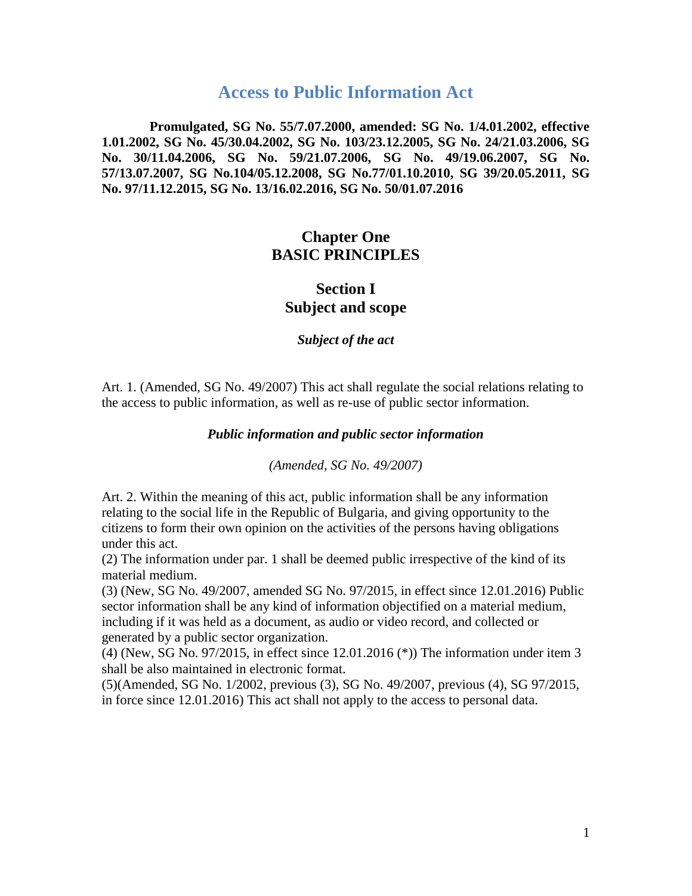# Access to Public Information Act

**Promulgated, SG No. 55/7.07.2000, amended: SG No. 1/4.01.2002, effective 1.01.2002, SG No. 45/30.04.2002, SG No. 103/23.12.2005, SG No. 24/21.03.2006, SG No. 30/11.04.2006, SG No. 59/21.07.2006, SG No. 49/19.06.2007, SG No. 57/13.07.2007, SG No.104/05.12.2008, SG No.77/01.10.2010, SG 39/20.05.2011, SG No. 97/11.12.2015, SG No. 13/16.02.2016, SG No. 50/01.07.2016**

## Chapter One
## BASIC PRINCIPLES

### Section I
### Subject and scope

***Subject of the act***

Art. 1. (Amended, SG No. 49/2007) This act shall regulate the social relations relating to the access to public information, as well as re-use of public sector information.

***Public information and public sector information***

*(Amended, SG No. 49/2007)*

Art. 2. Within the meaning of this act, public information shall be any information relating to the social life in the Republic of Bulgaria, and giving opportunity to the citizens to form their own opinion on the activities of the persons having obligations under this act.

(2) The information under par. 1 shall be deemed public irrespective of the kind of its material medium.

(3) (New, SG No. 49/2007, amended SG No. 97/2015, in effect since 12.01.2016) Public sector information shall be any kind of information objectified on a material medium, including if it was held as a document, as audio or video record, and collected or generated by a public sector organization.

(4) (New, SG No. 97/2015, in effect since 12.01.2016 (*)) The information under item 3 shall be also maintained in electronic format.

(5)(Amended, SG No. 1/2002, previous (3), SG No. 49/2007, previous (4), SG 97/2015, in force since 12.01.2016) This act shall not apply to the access to personal data.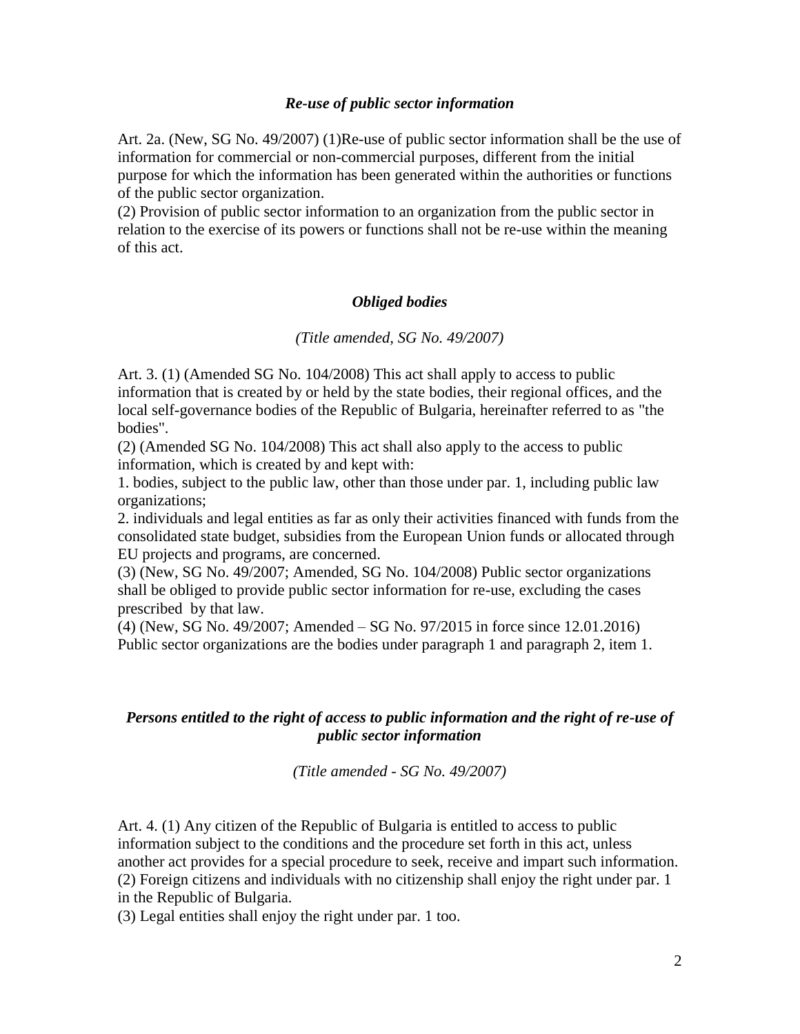### *Re-use of public sector information*

Art. 2a. (New, SG No. 49/2007) (1)Re-use of public sector information shall be the use of information for commercial or non-commercial purposes, different from the initial purpose for which the information has been generated within the authorities or functions of the public sector organization.
(2) Provision of public sector information to an organization from the public sector in relation to the exercise of its powers or functions shall not be re-use within the meaning of this act.

### *Obliged bodies*

*(Title amended, SG No. 49/2007)*

Art. 3. (1) (Amended SG No. 104/2008) This act shall apply to access to public information that is created by or held by the state bodies, their regional offices, and the local self-governance bodies of the Republic of Bulgaria, hereinafter referred to as "the bodies".
(2) (Amended SG No. 104/2008) This act shall also apply to the access to public information, which is created by and kept with:
1. bodies, subject to the public law, other than those under par. 1, including public law organizations;
2. individuals and legal entities as far as only their activities financed with funds from the consolidated state budget, subsidies from the European Union funds or allocated through EU projects and programs, are concerned.
(3) (New, SG No. 49/2007; Amended, SG No. 104/2008) Public sector organizations shall be obliged to provide public sector information for re-use, excluding the cases prescribed by that law.
(4) (New, SG No. 49/2007; Amended – SG No. 97/2015 in force since 12.01.2016) Public sector organizations are the bodies under paragraph 1 and paragraph 2, item 1.

### *Persons entitled to the right of access to public information and the right of re-use of public sector information*

*(Title amended - SG No. 49/2007)*

Art. 4. (1) Any citizen of the Republic of Bulgaria is entitled to access to public information subject to the conditions and the procedure set forth in this act, unless another act provides for a special procedure to seek, receive and impart such information.
(2) Foreign citizens and individuals with no citizenship shall enjoy the right under par. 1 in the Republic of Bulgaria.
(3) Legal entities shall enjoy the right under par. 1 too.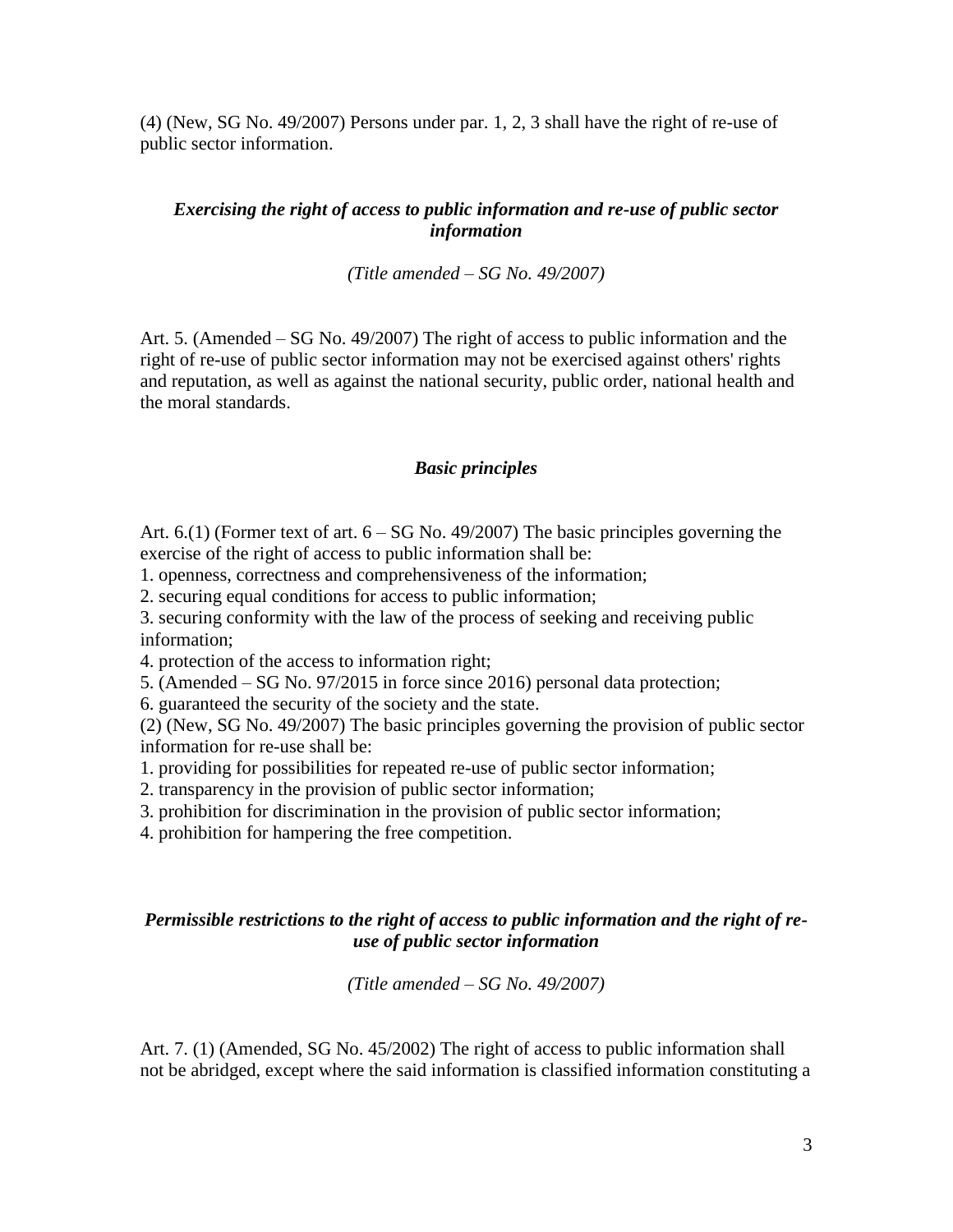(4) (New, SG No. 49/2007) Persons under par. 1, 2, 3 shall have the right of re-use of public sector information.

### *Exercising the right of access to public information and re-use of public sector information*

*(Title amended – SG No. 49/2007)*

Art. 5. (Amended – SG No. 49/2007) The right of access to public information and the right of re-use of public sector information may not be exercised against others' rights and reputation, as well as against the national security, public order, national health and the moral standards.

### *Basic principles*

Art. 6.(1) (Former text of art. 6 – SG No. 49/2007) The basic principles governing the exercise of the right of access to public information shall be:

1. openness, correctness and comprehensiveness of the information;
2. securing equal conditions for access to public information;
3. securing conformity with the law of the process of seeking and receiving public information;
4. protection of the access to information right;
5. (Amended – SG No. 97/2015 in force since 2016) personal data protection;
6. guaranteed the security of the society and the state.

(2) (New, SG No. 49/2007) The basic principles governing the provision of public sector information for re-use shall be:

1. providing for possibilities for repeated re-use of public sector information;
2. transparency in the provision of public sector information;
3. prohibition for discrimination in the provision of public sector information;
4. prohibition for hampering the free competition.

### *Permissible restrictions to the right of access to public information and the right of re-use of public sector information*

*(Title amended – SG No. 49/2007)*

Art. 7. (1) (Amended, SG No. 45/2002) The right of access to public information shall not be abridged, except where the said information is classified information constituting a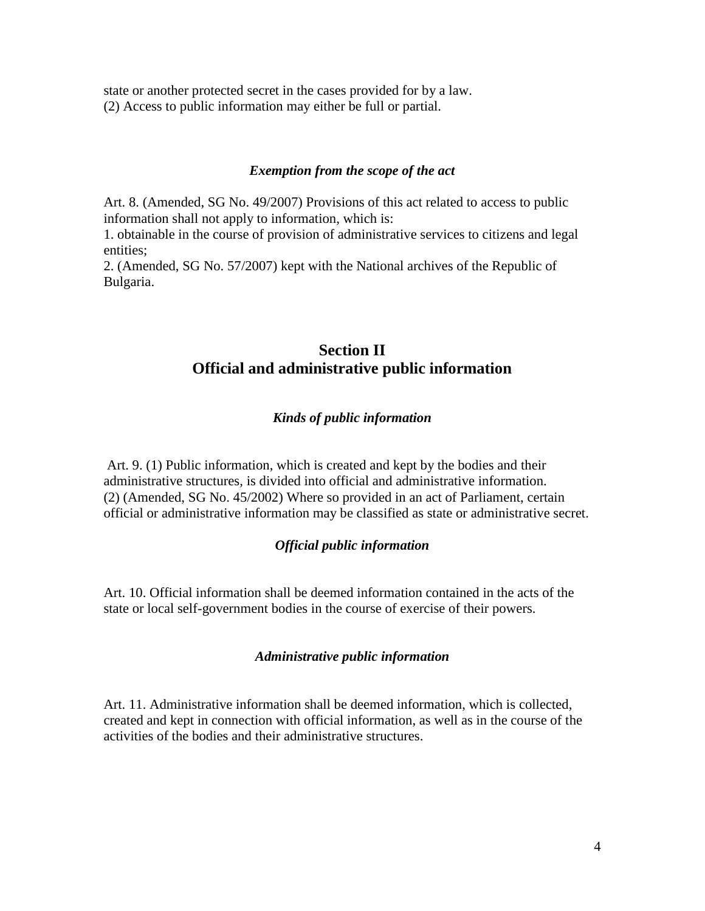state or another protected secret in the cases provided for by a law.
(2) Access to public information may either be full or partial.

#### *Exemption from the scope of the act*

Art. 8. (Amended, SG No. 49/2007) Provisions of this act related to access to public information shall not apply to information, which is:
1. obtainable in the course of provision of administrative services to citizens and legal entities;
2. (Amended, SG No. 57/2007) kept with the National archives of the Republic of Bulgaria.

## Section II
## Official and administrative public information

#### *Kinds of public information*

Art. 9. (1) Public information, which is created and kept by the bodies and their administrative structures, is divided into official and administrative information.
(2) (Amended, SG No. 45/2002) Where so provided in an act of Parliament, certain official or administrative information may be classified as state or administrative secret.

#### *Official public information*

Art. 10. Official information shall be deemed information contained in the acts of the state or local self-government bodies in the course of exercise of their powers.

#### *Administrative public information*

Art. 11. Administrative information shall be deemed information, which is collected, created and kept in connection with official information, as well as in the course of the activities of the bodies and their administrative structures.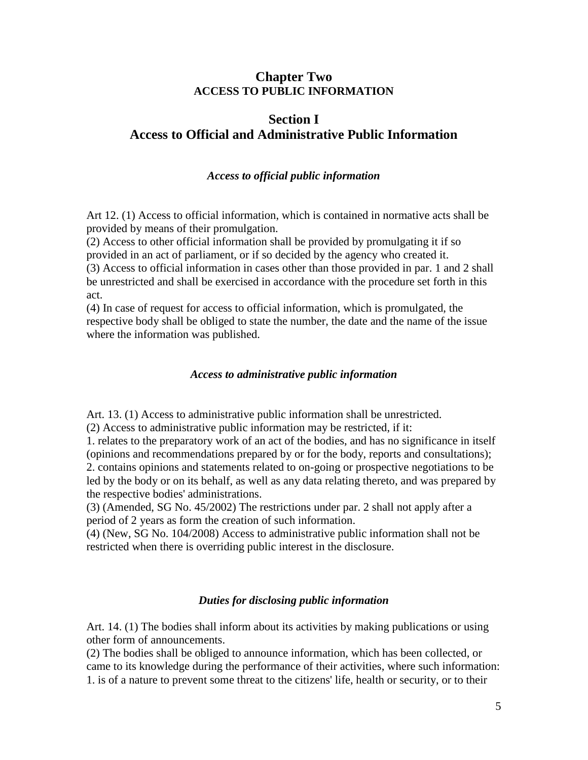## Chapter Two
### ACCESS TO PUBLIC INFORMATION

## Section I
## Access to Official and Administrative Public Information

***Access to official public information***

Art 12. (1) Access to official information, which is contained in normative acts shall be provided by means of their promulgation.
(2) Access to other official information shall be provided by promulgating it if so provided in an act of parliament, or if so decided by the agency who created it.
(3) Access to official information in cases other than those provided in par. 1 and 2 shall be unrestricted and shall be exercised in accordance with the procedure set forth in this act.
(4) In case of request for access to official information, which is promulgated, the respective body shall be obliged to state the number, the date and the name of the issue where the information was published.

***Access to administrative public information***

Art. 13. (1) Access to administrative public information shall be unrestricted.
(2) Access to administrative public information may be restricted, if it:
1. relates to the preparatory work of an act of the bodies, and has no significance in itself (opinions and recommendations prepared by or for the body, reports and consultations);
2. contains opinions and statements related to on-going or prospective negotiations to be led by the body or on its behalf, as well as any data relating thereto, and was prepared by the respective bodies' administrations.
(3) (Amended, SG No. 45/2002) The restrictions under par. 2 shall not apply after a period of 2 years as form the creation of such information.
(4) (New, SG No. 104/2008) Access to administrative public information shall not be restricted when there is overriding public interest in the disclosure.

***Duties for disclosing public information***

Art. 14. (1) The bodies shall inform about its activities by making publications or using other form of announcements.
(2) The bodies shall be obliged to announce information, which has been collected, or came to its knowledge during the performance of their activities, where such information:
1. is of a nature to prevent some threat to the citizens' life, health or security, or to their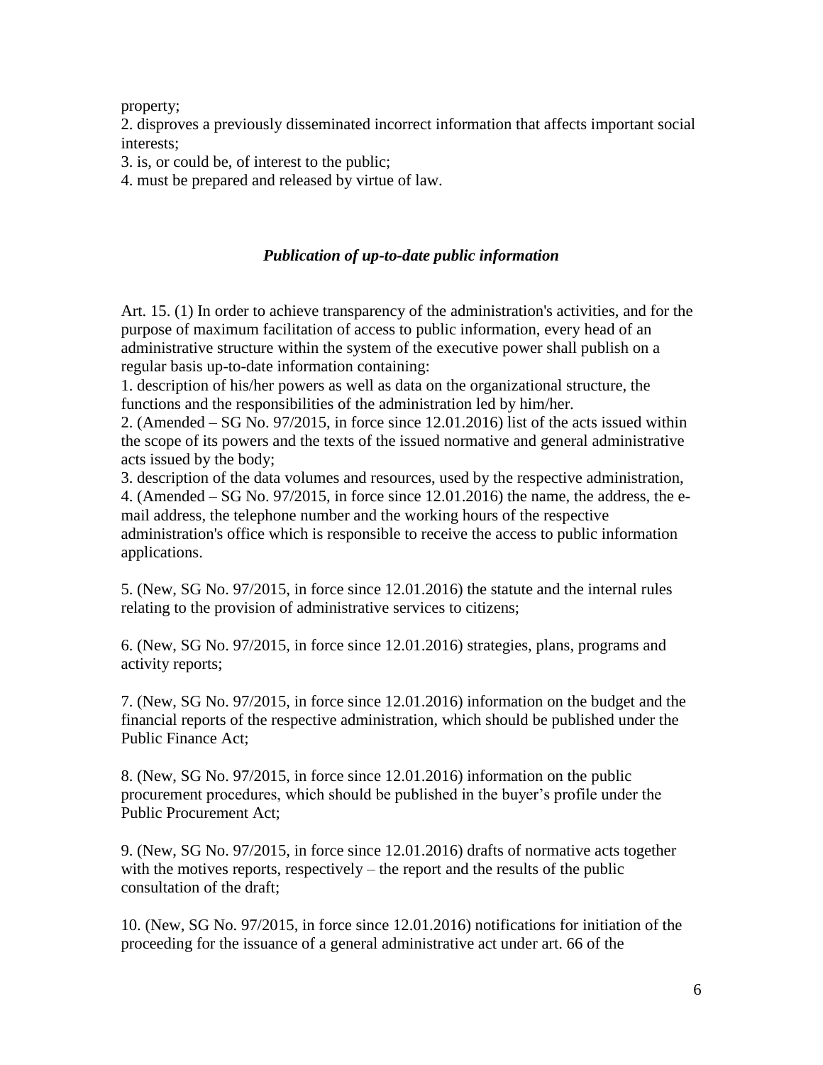property;

2. disproves a previously disseminated incorrect information that affects important social interests;

3. is, or could be, of interest to the public;

4. must be prepared and released by virtue of law.

### *Publication of up-to-date public information*

Art. 15. (1) In order to achieve transparency of the administration's activities, and for the purpose of maximum facilitation of access to public information, every head of an administrative structure within the system of the executive power shall publish on a regular basis up-to-date information containing:

1. description of his/her powers as well as data on the organizational structure, the functions and the responsibilities of the administration led by him/her.

2. (Amended – SG No. 97/2015, in force since 12.01.2016) list of the acts issued within the scope of its powers and the texts of the issued normative and general administrative acts issued by the body;

3. description of the data volumes and resources, used by the respective administration,

4. (Amended – SG No. 97/2015, in force since 12.01.2016) the name, the address, the e-mail address, the telephone number and the working hours of the respective administration's office which is responsible to receive the access to public information applications.

5. (New, SG No. 97/2015, in force since 12.01.2016) the statute and the internal rules relating to the provision of administrative services to citizens;

6. (New, SG No. 97/2015, in force since 12.01.2016) strategies, plans, programs and activity reports;

7. (New, SG No. 97/2015, in force since 12.01.2016) information on the budget and the financial reports of the respective administration, which should be published under the Public Finance Act;

8. (New, SG No. 97/2015, in force since 12.01.2016) information on the public procurement procedures, which should be published in the buyer's profile under the Public Procurement Act;

9. (New, SG No. 97/2015, in force since 12.01.2016) drafts of normative acts together with the motives reports, respectively – the report and the results of the public consultation of the draft;

10. (New, SG No. 97/2015, in force since 12.01.2016) notifications for initiation of the proceeding for the issuance of a general administrative act under art. 66 of the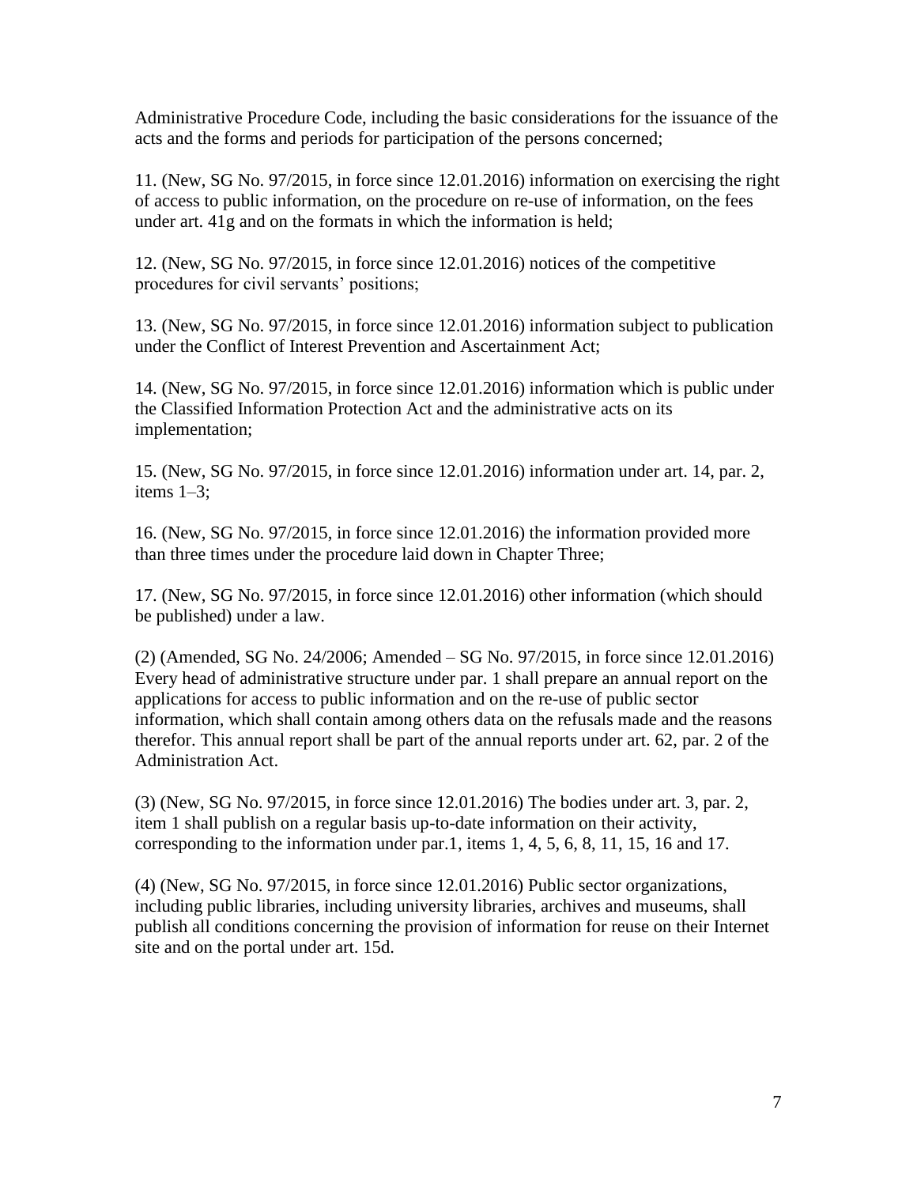Administrative Procedure Code, including the basic considerations for the issuance of the acts and the forms and periods for participation of the persons concerned;

11. (New, SG No. 97/2015, in force since 12.01.2016) information on exercising the right of access to public information, on the procedure on re-use of information, on the fees under art. 41g and on the formats in which the information is held;

12. (New, SG No. 97/2015, in force since 12.01.2016) notices of the competitive procedures for civil servants' positions;

13. (New, SG No. 97/2015, in force since 12.01.2016) information subject to publication under the Conflict of Interest Prevention and Ascertainment Act;

14. (New, SG No. 97/2015, in force since 12.01.2016) information which is public under the Classified Information Protection Act and the administrative acts on its implementation;

15. (New, SG No. 97/2015, in force since 12.01.2016) information under art. 14, par. 2, items 1–3;

16. (New, SG No. 97/2015, in force since 12.01.2016) the information provided more than three times under the procedure laid down in Chapter Three;

17. (New, SG No. 97/2015, in force since 12.01.2016) other information (which should be published) under a law.

(2) (Amended, SG No. 24/2006; Amended – SG No. 97/2015, in force since 12.01.2016) Every head of administrative structure under par. 1 shall prepare an annual report on the applications for access to public information and on the re-use of public sector information, which shall contain among others data on the refusals made and the reasons therefor. This annual report shall be part of the annual reports under art. 62, par. 2 of the Administration Act.

(3) (New, SG No. 97/2015, in force since 12.01.2016) The bodies under art. 3, par. 2, item 1 shall publish on a regular basis up-to-date information on their activity, corresponding to the information under par.1, items 1, 4, 5, 6, 8, 11, 15, 16 and 17.

(4) (New, SG No. 97/2015, in force since 12.01.2016) Public sector organizations, including public libraries, including university libraries, archives and museums, shall publish all conditions concerning the provision of information for reuse on their Internet site and on the portal under art. 15d.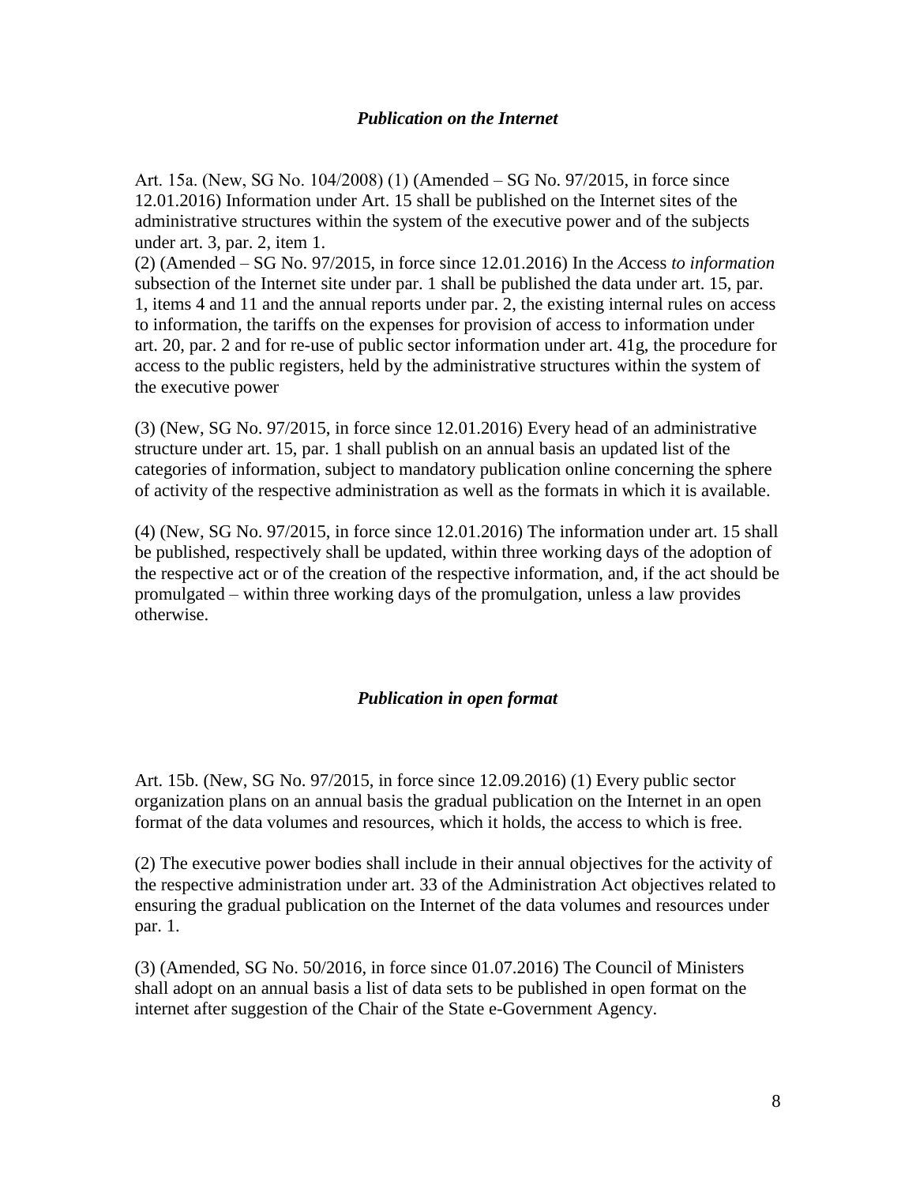### *Publication on the Internet*

Art. 15a. (New, SG No. 104/2008) (1) (Amended – SG No. 97/2015, in force since 12.01.2016) Information under Art. 15 shall be published on the Internet sites of the administrative structures within the system of the executive power and of the subjects under art. 3, par. 2, item 1.
(2) (Amended – SG No. 97/2015, in force since 12.01.2016) In the *A*ccess *to information* subsection of the Internet site under par. 1 shall be published the data under art. 15, par. 1, items 4 and 11 and the annual reports under par. 2, the existing internal rules on access to information, the tariffs on the expenses for provision of access to information under art. 20, par. 2 and for re-use of public sector information under art. 41g, the procedure for access to the public registers, held by the administrative structures within the system of the executive power

(3) (New, SG No. 97/2015, in force since 12.01.2016) Every head of an administrative structure under art. 15, par. 1 shall publish on an annual basis an updated list of the categories of information, subject to mandatory publication online concerning the sphere of activity of the respective administration as well as the formats in which it is available.

(4) (New, SG No. 97/2015, in force since 12.01.2016) The information under art. 15 shall be published, respectively shall be updated, within three working days of the adoption of the respective act or of the creation of the respective information, and, if the act should be promulgated – within three working days of the promulgation, unless a law provides otherwise.

### *Publication in open format*

Art. 15b. (New, SG No. 97/2015, in force since 12.09.2016) (1) Every public sector organization plans on an annual basis the gradual publication on the Internet in an open format of the data volumes and resources, which it holds, the access to which is free.

(2) The executive power bodies shall include in their annual objectives for the activity of the respective administration under art. 33 of the Administration Act objectives related to ensuring the gradual publication on the Internet of the data volumes and resources under par. 1.

(3) (Amended, SG No. 50/2016, in force since 01.07.2016) The Council of Ministers shall adopt on an annual basis a list of data sets to be published in open format on the internet after suggestion of the Chair of the State e-Government Agency.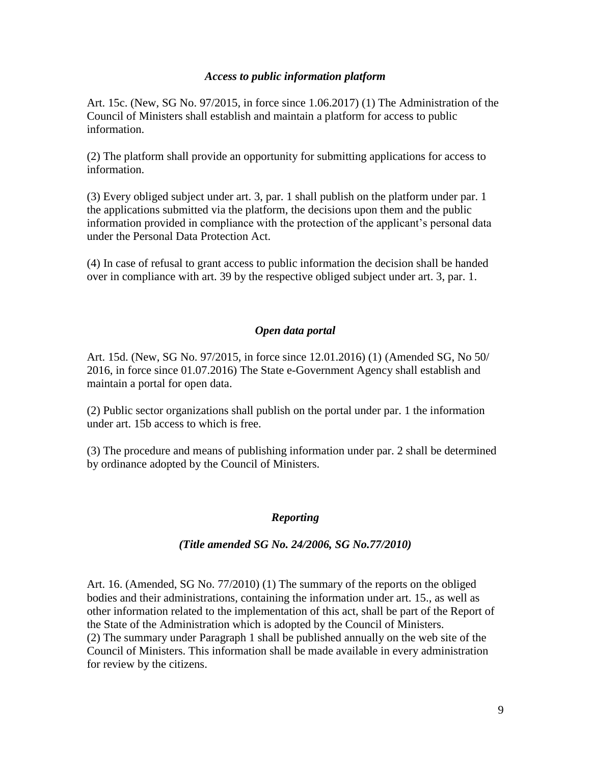*Access to public information platform*

Art. 15c. (New, SG No. 97/2015, in force since 1.06.2017) (1) The Administration of the Council of Ministers shall establish and maintain a platform for access to public information.

(2) The platform shall provide an opportunity for submitting applications for access to information.

(3) Every obliged subject under art. 3, par. 1 shall publish on the platform under par. 1 the applications submitted via the platform, the decisions upon them and the public information provided in compliance with the protection of the applicant's personal data under the Personal Data Protection Act.

(4) In case of refusal to grant access to public information the decision shall be handed over in compliance with art. 39 by the respective obliged subject under art. 3, par. 1.

*Open data portal*

Art. 15d. (New, SG No. 97/2015, in force since 12.01.2016) (1) (Amended SG, No 50/ 2016, in force since 01.07.2016) The State e-Government Agency shall establish and maintain a portal for open data.

(2) Public sector organizations shall publish on the portal under par. 1 the information under art. 15b access to which is free.

(3) The procedure and means of publishing information under par. 2 shall be determined by ordinance adopted by the Council of Ministers.

*Reporting*

*(Title amended SG No. 24/2006, SG No.77/2010)*

Art. 16. (Amended, SG No. 77/2010) (1) The summary of the reports on the obliged bodies and their administrations, containing the information under art. 15., as well as other information related to the implementation of this act, shall be part of the Report of the State of the Administration which is adopted by the Council of Ministers.
(2) The summary under Paragraph 1 shall be published annually on the web site of the Council of Ministers. This information shall be made available in every administration for review by the citizens.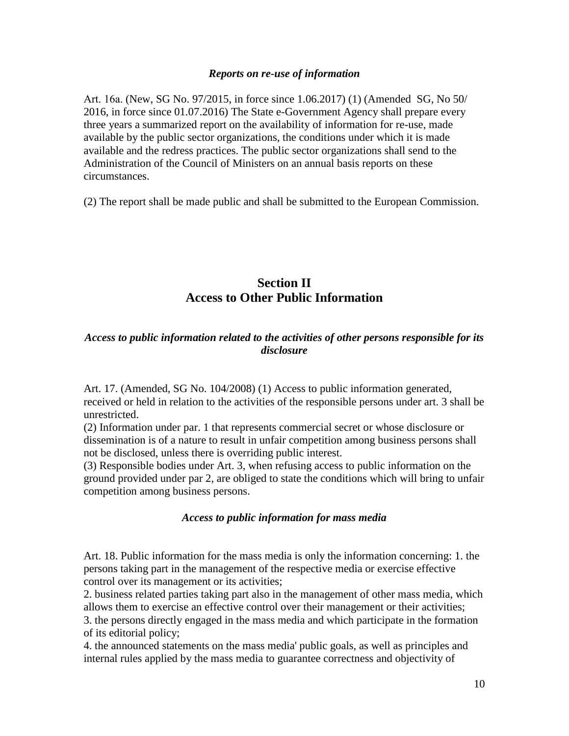*Reports on re-use of information*

Art. 16a. (New, SG No. 97/2015, in force since 1.06.2017) (1) (Amended SG, No 50/ 2016, in force since 01.07.2016) The State e-Government Agency shall prepare every three years a summarized report on the availability of information for re-use, made available by the public sector organizations, the conditions under which it is made available and the redress practices. The public sector organizations shall send to the Administration of the Council of Ministers on an annual basis reports on these circumstances.

(2) The report shall be made public and shall be submitted to the European Commission.

## Section II
## Access to Other Public Information

*Access to public information related to the activities of other persons responsible for its disclosure*

Art. 17. (Amended, SG No. 104/2008) (1) Access to public information generated, received or held in relation to the activities of the responsible persons under art. 3 shall be unrestricted.

(2) Information under par. 1 that represents commercial secret or whose disclosure or dissemination is of a nature to result in unfair competition among business persons shall not be disclosed, unless there is overriding public interest.

(3) Responsible bodies under Art. 3, when refusing access to public information on the ground provided under par 2, are obliged to state the conditions which will bring to unfair competition among business persons.

*Access to public information for mass media*

Art. 18. Public information for the mass media is only the information concerning: 1. the persons taking part in the management of the respective media or exercise effective control over its management or its activities;

2. business related parties taking part also in the management of other mass media, which allows them to exercise an effective control over their management or their activities;

3. the persons directly engaged in the mass media and which participate in the formation of its editorial policy;

4. the announced statements on the mass media' public goals, as well as principles and internal rules applied by the mass media to guarantee correctness and objectivity of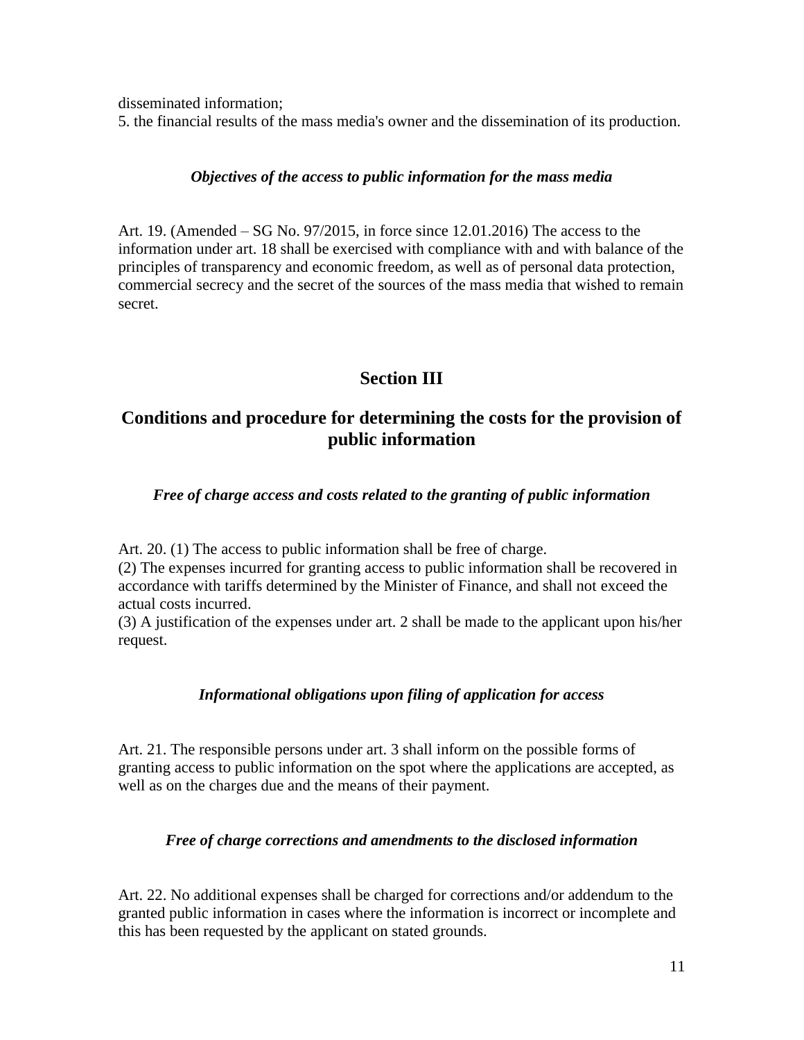disseminated information;
5. the financial results of the mass media's owner and the dissemination of its production.

*Objectives of the access to public information for the mass media*

Art. 19. (Amended – SG No. 97/2015, in force since 12.01.2016) The access to the information under art. 18 shall be exercised with compliance with and with balance of the principles of transparency and economic freedom, as well as of personal data protection, commercial secrecy and the secret of the sources of the mass media that wished to remain secret.

## Section III

## Conditions and procedure for determining the costs for the provision of public information

*Free of charge access and costs related to the granting of public information*

Art. 20. (1) The access to public information shall be free of charge.
(2) The expenses incurred for granting access to public information shall be recovered in accordance with tariffs determined by the Minister of Finance, and shall not exceed the actual costs incurred.
(3) A justification of the expenses under art. 2 shall be made to the applicant upon his/her request.

*Informational obligations upon filing of application for access*

Art. 21. The responsible persons under art. 3 shall inform on the possible forms of granting access to public information on the spot where the applications are accepted, as well as on the charges due and the means of their payment.

*Free of charge corrections and amendments to the disclosed information*

Art. 22. No additional expenses shall be charged for corrections and/or addendum to the granted public information in cases where the information is incorrect or incomplete and this has been requested by the applicant on stated grounds.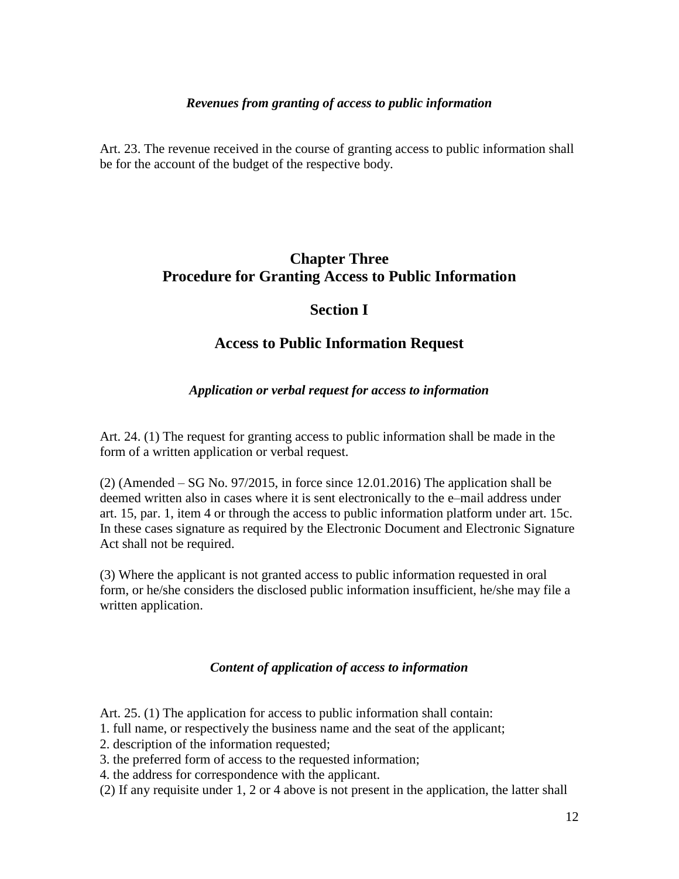*Revenues from granting of access to public information*

Art. 23. The revenue received in the course of granting access to public information shall be for the account of the budget of the respective body.

## Chapter Three
## Procedure for Granting Access to Public Information

### Section I

### Access to Public Information Request

*Application or verbal request for access to information*

Art. 24. (1) The request for granting access to public information shall be made in the form of a written application or verbal request.

(2) (Amended – SG No. 97/2015, in force since 12.01.2016) The application shall be deemed written also in cases where it is sent electronically to the e–mail address under art. 15, par. 1, item 4 or through the access to public information platform under art. 15c. In these cases signature as required by the Electronic Document and Electronic Signature Act shall not be required.

(3) Where the applicant is not granted access to public information requested in oral form, or he/she considers the disclosed public information insufficient, he/she may file a written application.

*Content of application of access to information*

Art. 25. (1) The application for access to public information shall contain:
1. full name, or respectively the business name and the seat of the applicant;
2. description of the information requested;
3. the preferred form of access to the requested information;
4. the address for correspondence with the applicant.
(2) If any requisite under 1, 2 or 4 above is not present in the application, the latter shall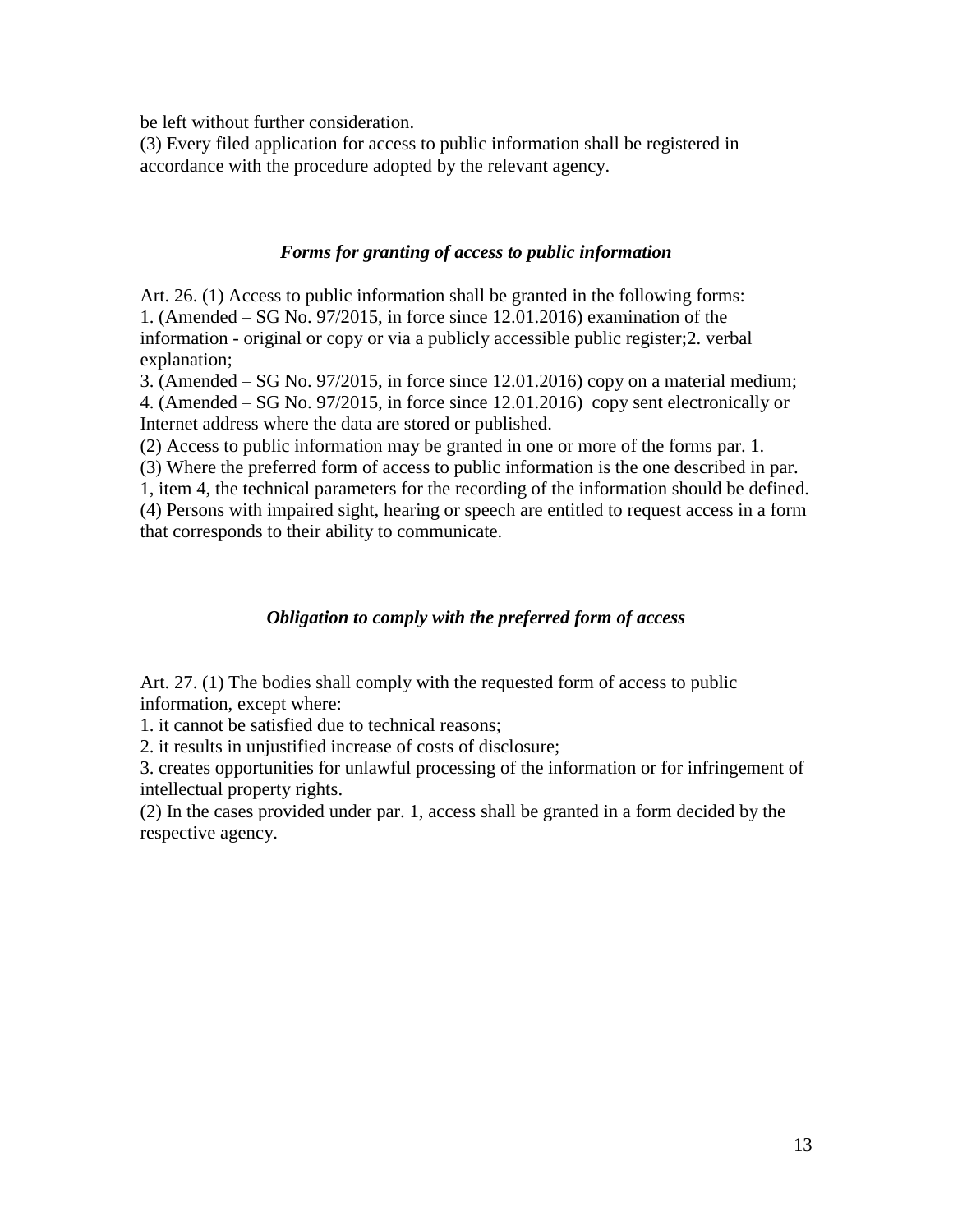be left without further consideration.

(3) Every filed application for access to public information shall be registered in accordance with the procedure adopted by the relevant agency.

### *Forms for granting of access to public information*

Art. 26. (1) Access to public information shall be granted in the following forms:

1. (Amended – SG No. 97/2015, in force since 12.01.2016) examination of the information - original or copy or via a publicly accessible public register;2. verbal explanation;

3. (Amended – SG No. 97/2015, in force since 12.01.2016) copy on a material medium;

4. (Amended – SG No. 97/2015, in force since 12.01.2016) copy sent electronically or Internet address where the data are stored or published.

(2) Access to public information may be granted in one or more of the forms par. 1.

(3) Where the preferred form of access to public information is the one described in par. 1, item 4, the technical parameters for the recording of the information should be defined.

(4) Persons with impaired sight, hearing or speech are entitled to request access in a form that corresponds to their ability to communicate.

### *Obligation to comply with the preferred form of access*

Art. 27. (1) The bodies shall comply with the requested form of access to public information, except where:

1. it cannot be satisfied due to technical reasons;

2. it results in unjustified increase of costs of disclosure;

3. creates opportunities for unlawful processing of the information or for infringement of intellectual property rights.

(2) In the cases provided under par. 1, access shall be granted in a form decided by the respective agency.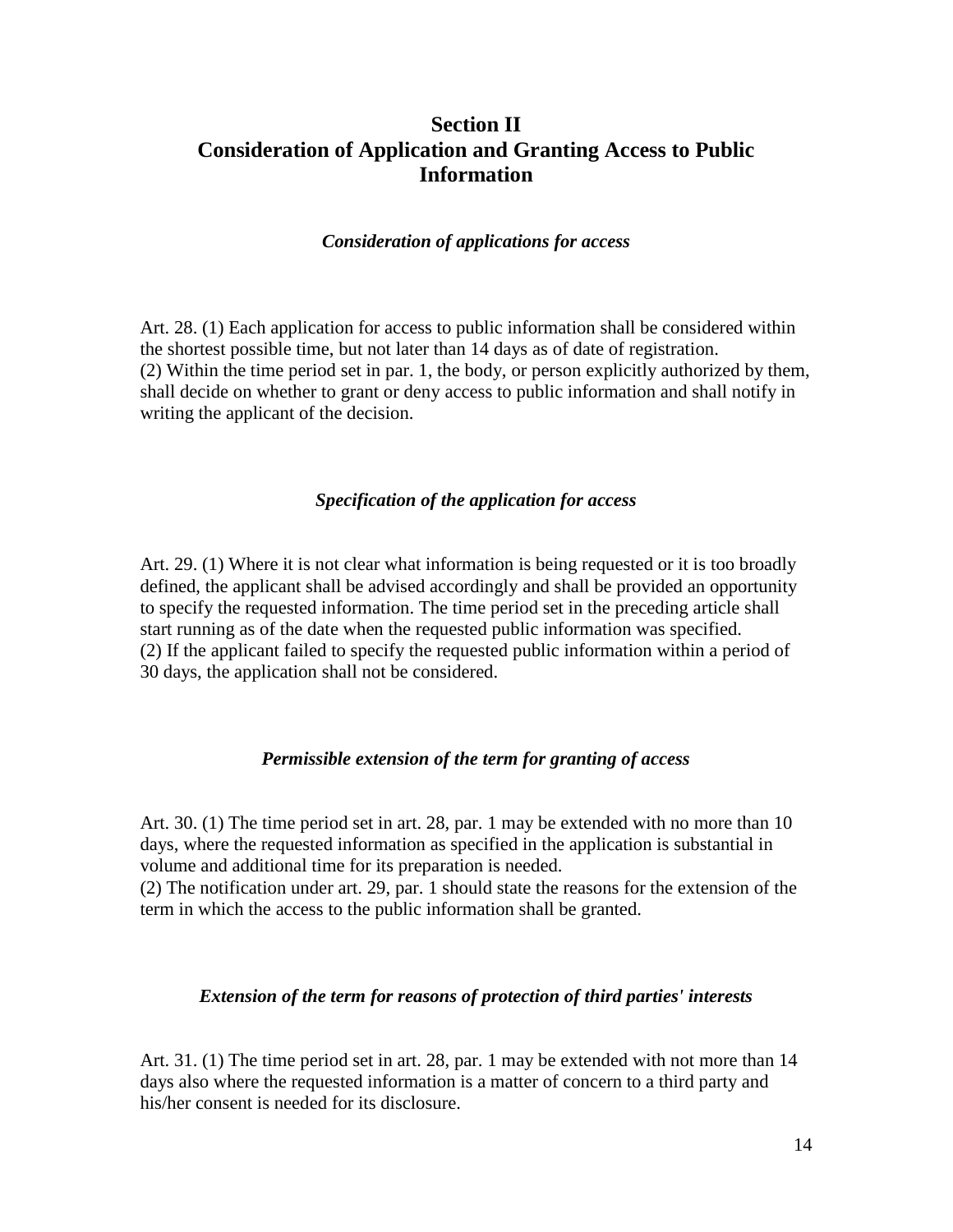## Section II
## Consideration of Application and Granting Access to Public Information

***Consideration of applications for access***

Art. 28. (1) Each application for access to public information shall be considered within the shortest possible time, but not later than 14 days as of date of registration.
(2) Within the time period set in par. 1, the body, or person explicitly authorized by them, shall decide on whether to grant or deny access to public information and shall notify in writing the applicant of the decision.

***Specification of the application for access***

Art. 29. (1) Where it is not clear what information is being requested or it is too broadly defined, the applicant shall be advised accordingly and shall be provided an opportunity to specify the requested information. The time period set in the preceding article shall start running as of the date when the requested public information was specified.
(2) If the applicant failed to specify the requested public information within a period of 30 days, the application shall not be considered.

***Permissible extension of the term for granting of access***

Art. 30. (1) The time period set in art. 28, par. 1 may be extended with no more than 10 days, where the requested information as specified in the application is substantial in volume and additional time for its preparation is needed.
(2) The notification under art. 29, par. 1 should state the reasons for the extension of the term in which the access to the public information shall be granted.

***Extension of the term for reasons of protection of third parties' interests***

Art. 31. (1) The time period set in art. 28, par. 1 may be extended with not more than 14 days also where the requested information is a matter of concern to a third party and his/her consent is needed for its disclosure.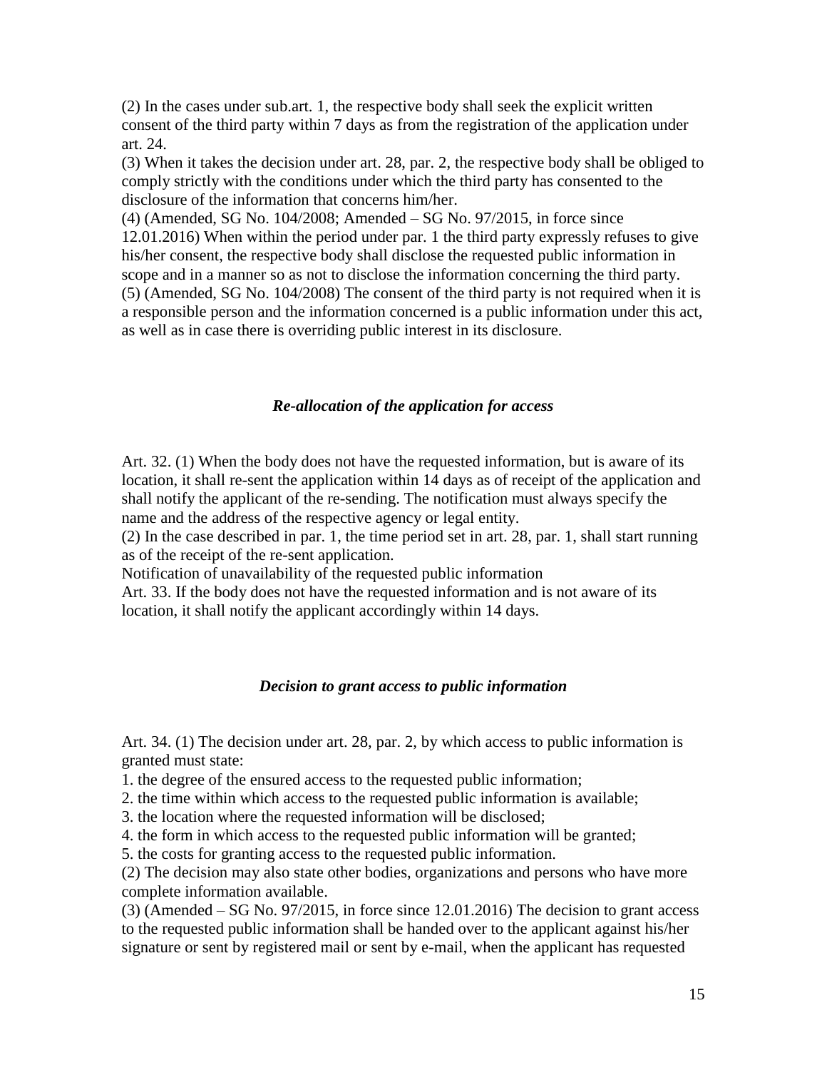(2) In the cases under sub.art. 1, the respective body shall seek the explicit written consent of the third party within 7 days as from the registration of the application under art. 24.
(3) When it takes the decision under art. 28, par. 2, the respective body shall be obliged to comply strictly with the conditions under which the third party has consented to the disclosure of the information that concerns him/her.
(4) (Amended, SG No. 104/2008; Amended – SG No. 97/2015, in force since 12.01.2016) When within the period under par. 1 the third party expressly refuses to give his/her consent, the respective body shall disclose the requested public information in scope and in a manner so as not to disclose the information concerning the third party.
(5) (Amended, SG No. 104/2008) The consent of the third party is not required when it is a responsible person and the information concerned is a public information under this act, as well as in case there is overriding public interest in its disclosure.

### *Re-allocation of the application for access*

Art. 32. (1) When the body does not have the requested information, but is aware of its location, it shall re-sent the application within 14 days as of receipt of the application and shall notify the applicant of the re-sending. The notification must always specify the name and the address of the respective agency or legal entity.
(2) In the case described in par. 1, the time period set in art. 28, par. 1, shall start running as of the receipt of the re-sent application.
Notification of unavailability of the requested public information
Art. 33. If the body does not have the requested information and is not aware of its location, it shall notify the applicant accordingly within 14 days.

### *Decision to grant access to public information*

Art. 34. (1) The decision under art. 28, par. 2, by which access to public information is granted must state:
1. the degree of the ensured access to the requested public information;
2. the time within which access to the requested public information is available;
3. the location where the requested information will be disclosed;
4. the form in which access to the requested public information will be granted;
5. the costs for granting access to the requested public information.
(2) The decision may also state other bodies, organizations and persons who have more complete information available.
(3) (Amended – SG No. 97/2015, in force since 12.01.2016) The decision to grant access to the requested public information shall be handed over to the applicant against his/her signature or sent by registered mail or sent by e-mail, when the applicant has requested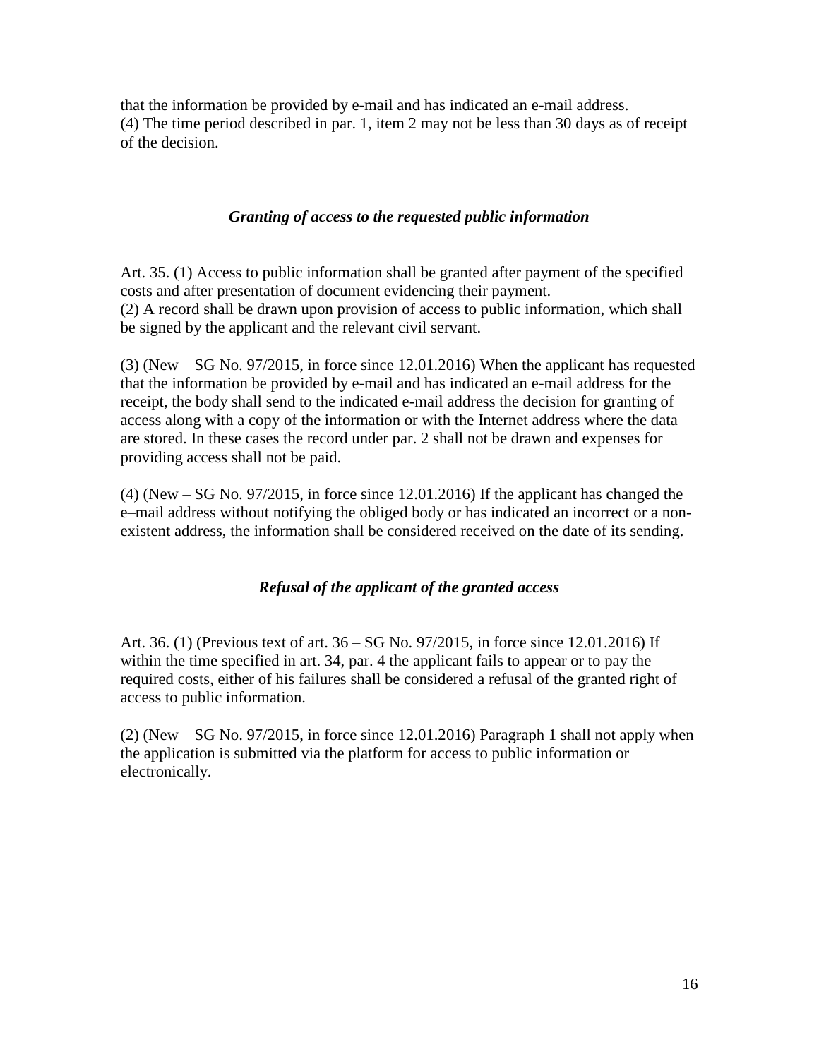that the information be provided by e-mail and has indicated an e-mail address.
(4) The time period described in par. 1, item 2 may not be less than 30 days as of receipt of the decision.

### *Granting of access to the requested public information*

Art. 35. (1) Access to public information shall be granted after payment of the specified costs and after presentation of document evidencing their payment.
(2) A record shall be drawn upon provision of access to public information, which shall be signed by the applicant and the relevant civil servant.

(3) (New – SG No. 97/2015, in force since 12.01.2016) When the applicant has requested that the information be provided by e-mail and has indicated an e-mail address for the receipt, the body shall send to the indicated e-mail address the decision for granting of access along with a copy of the information or with the Internet address where the data are stored. In these cases the record under par. 2 shall not be drawn and expenses for providing access shall not be paid.

(4) (New – SG No. 97/2015, in force since 12.01.2016) If the applicant has changed the e–mail address without notifying the obliged body or has indicated an incorrect or a non-existent address, the information shall be considered received on the date of its sending.

### *Refusal of the applicant of the granted access*

Art. 36. (1) (Previous text of art. 36 – SG No. 97/2015, in force since 12.01.2016) If within the time specified in art. 34, par. 4 the applicant fails to appear or to pay the required costs, either of his failures shall be considered a refusal of the granted right of access to public information.

(2) (New – SG No. 97/2015, in force since 12.01.2016) Paragraph 1 shall not apply when the application is submitted via the platform for access to public information or electronically.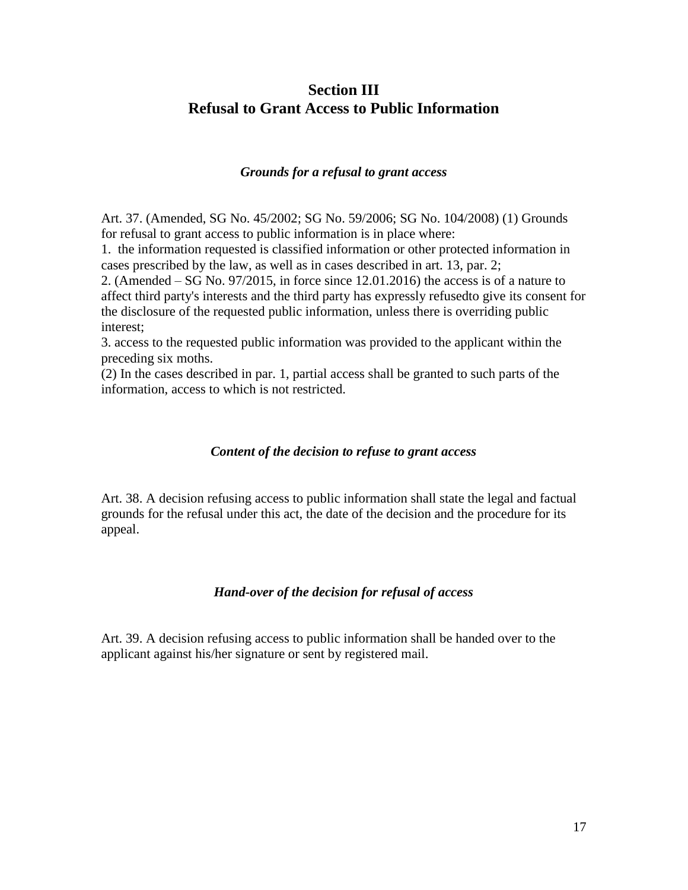## Section III
## Refusal to Grant Access to Public Information

### *Grounds for a refusal to grant access*

Art. 37. (Amended, SG No. 45/2002; SG No. 59/2006; SG No. 104/2008) (1) Grounds for refusal to grant access to public information is in place where:
1. the information requested is classified information or other protected information in cases prescribed by the law, as well as in cases described in art. 13, par. 2;
2. (Amended – SG No. 97/2015, in force since 12.01.2016) the access is of a nature to affect third party's interests and the third party has expressly refusedto give its consent for the disclosure of the requested public information, unless there is overriding public interest;
3. access to the requested public information was provided to the applicant within the preceding six moths.
(2) In the cases described in par. 1, partial access shall be granted to such parts of the information, access to which is not restricted.

### *Content of the decision to refuse to grant access*

Art. 38. A decision refusing access to public information shall state the legal and factual grounds for the refusal under this act, the date of the decision and the procedure for its appeal.

### *Hand-over of the decision for refusal of access*

Art. 39. A decision refusing access to public information shall be handed over to the applicant against his/her signature or sent by registered mail.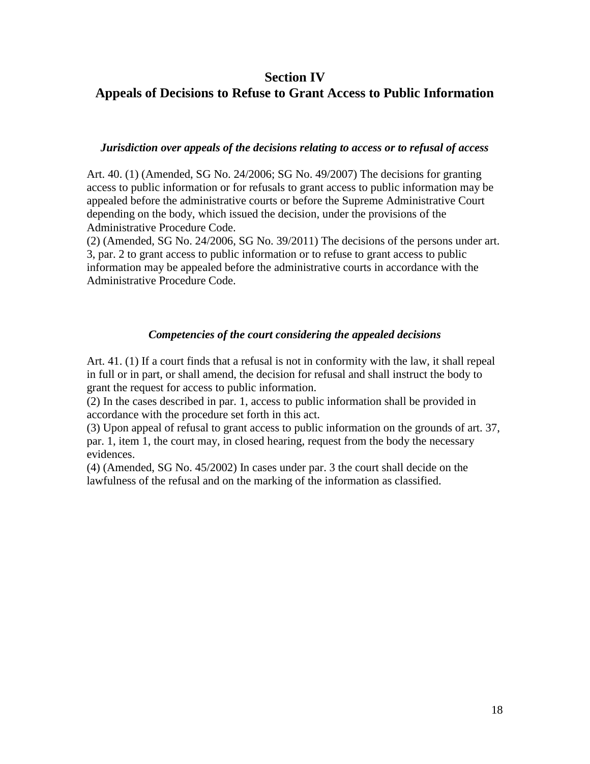## Section IV
## Appeals of Decisions to Refuse to Grant Access to Public Information

***Jurisdiction over appeals of the decisions relating to access or to refusal of access***

Art. 40. (1) (Amended, SG No. 24/2006; SG No. 49/2007) The decisions for granting access to public information or for refusals to grant access to public information may be appealed before the administrative courts or before the Supreme Administrative Court depending on the body, which issued the decision, under the provisions of the Administrative Procedure Code.

(2) (Amended, SG No. 24/2006, SG No. 39/2011) The decisions of the persons under art. 3, par. 2 to grant access to public information or to refuse to grant access to public information may be appealed before the administrative courts in accordance with the Administrative Procedure Code.

***Competencies of the court considering the appealed decisions***

Art. 41. (1) If a court finds that a refusal is not in conformity with the law, it shall repeal in full or in part, or shall amend, the decision for refusal and shall instruct the body to grant the request for access to public information.

(2) In the cases described in par. 1, access to public information shall be provided in accordance with the procedure set forth in this act.

(3) Upon appeal of refusal to grant access to public information on the grounds of art. 37, par. 1, item 1, the court may, in closed hearing, request from the body the necessary evidences.

(4) (Amended, SG No. 45/2002) In cases under par. 3 the court shall decide on the lawfulness of the refusal and on the marking of the information as classified.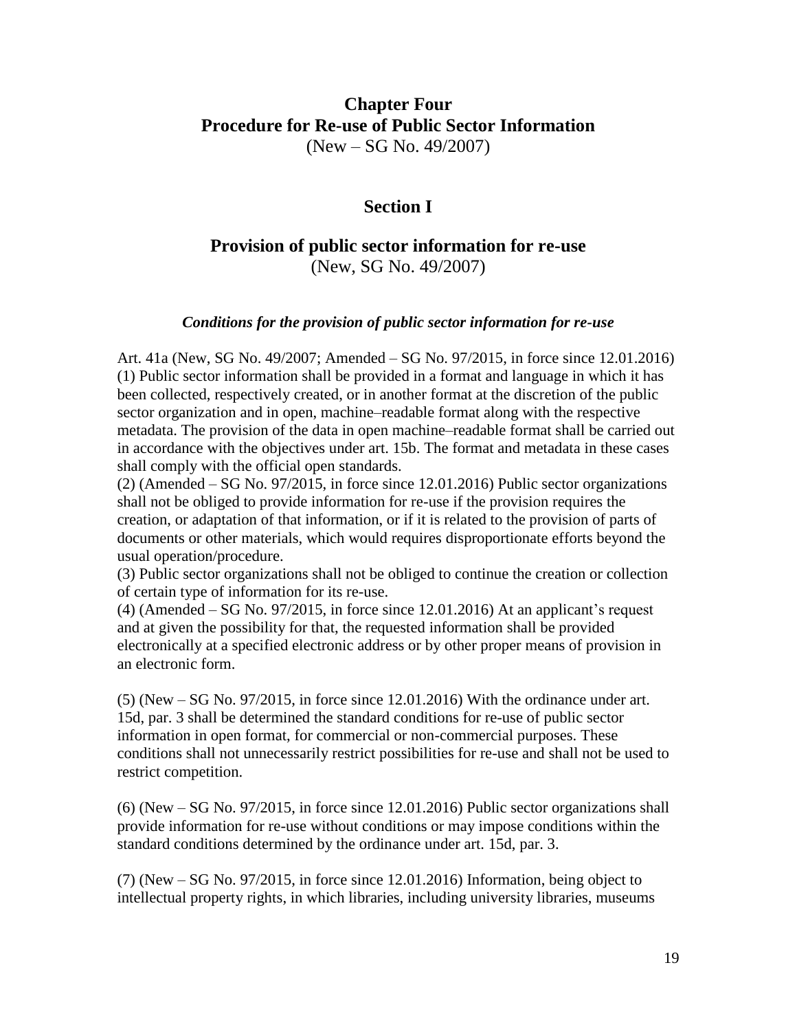# Chapter Four
# Procedure for Re-use of Public Sector Information

(New – SG No. 49/2007)

## Section I

## Provision of public sector information for re-use

(New, SG No. 49/2007)

### *Conditions for the provision of public sector information for re-use*

Art. 41a (New, SG No. 49/2007; Amended – SG No. 97/2015, in force since 12.01.2016) (1) Public sector information shall be provided in a format and language in which it has been collected, respectively created, or in another format at the discretion of the public sector organization and in open, machine–readable format along with the respective metadata. The provision of the data in open machine–readable format shall be carried out in accordance with the objectives under art. 15b. The format and metadata in these cases shall comply with the official open standards.

(2) (Amended – SG No. 97/2015, in force since 12.01.2016) Public sector organizations shall not be obliged to provide information for re-use if the provision requires the creation, or adaptation of that information, or if it is related to the provision of parts of documents or other materials, which would requires disproportionate efforts beyond the usual operation/procedure.

(3) Public sector organizations shall not be obliged to continue the creation or collection of certain type of information for its re-use.

(4) (Amended – SG No. 97/2015, in force since 12.01.2016) At an applicant's request and at given the possibility for that, the requested information shall be provided electronically at a specified electronic address or by other proper means of provision in an electronic form.

(5) (New – SG No. 97/2015, in force since 12.01.2016) With the ordinance under art. 15d, par. 3 shall be determined the standard conditions for re-use of public sector information in open format, for commercial or non-commercial purposes. These conditions shall not unnecessarily restrict possibilities for re-use and shall not be used to restrict competition.

(6) (New – SG No. 97/2015, in force since 12.01.2016) Public sector organizations shall provide information for re-use without conditions or may impose conditions within the standard conditions determined by the ordinance under art. 15d, par. 3.

(7) (New – SG No. 97/2015, in force since 12.01.2016) Information, being object to intellectual property rights, in which libraries, including university libraries, museums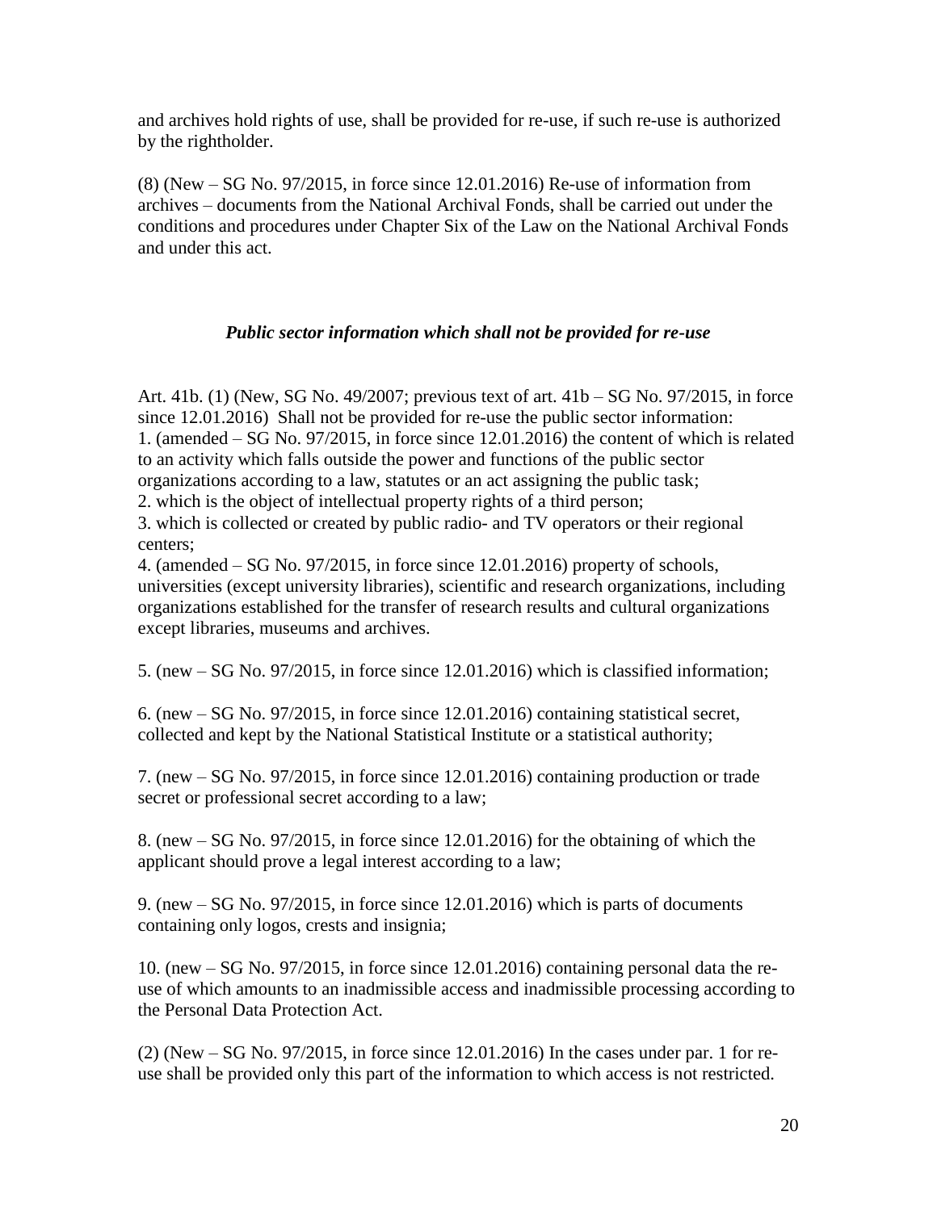and archives hold rights of use, shall be provided for re-use, if such re-use is authorized by the rightholder.

(8) (New – SG No. 97/2015, in force since 12.01.2016) Re-use of information from archives – documents from the National Archival Fonds, shall be carried out under the conditions and procedures under Chapter Six of the Law on the National Archival Fonds and under this act.

### *Public sector information which shall not be provided for re-use*

Art. 41b. (1) (New, SG No. 49/2007; previous text of art. 41b – SG No. 97/2015, in force since 12.01.2016) Shall not be provided for re-use the public sector information:
1. (amended – SG No. 97/2015, in force since 12.01.2016) the content of which is related to an activity which falls outside the power and functions of the public sector organizations according to a law, statutes or an act assigning the public task;
2. which is the object of intellectual property rights of a third person;
3. which is collected or created by public radio- and TV operators or their regional centers;
4. (amended – SG No. 97/2015, in force since 12.01.2016) property of schools, universities (except university libraries), scientific and research organizations, including organizations established for the transfer of research results and cultural organizations except libraries, museums and archives.

5. (new – SG No. 97/2015, in force since 12.01.2016) which is classified information;

6. (new – SG No. 97/2015, in force since 12.01.2016) containing statistical secret, collected and kept by the National Statistical Institute or a statistical authority;

7. (new – SG No. 97/2015, in force since 12.01.2016) containing production or trade secret or professional secret according to a law;

8. (new – SG No. 97/2015, in force since 12.01.2016) for the obtaining of which the applicant should prove a legal interest according to a law;

9. (new – SG No. 97/2015, in force since 12.01.2016) which is parts of documents containing only logos, crests and insignia;

10. (new – SG No. 97/2015, in force since 12.01.2016) containing personal data the re-use of which amounts to an inadmissible access and inadmissible processing according to the Personal Data Protection Act.

(2) (New – SG No. 97/2015, in force since 12.01.2016) In the cases under par. 1 for re-use shall be provided only this part of the information to which access is not restricted.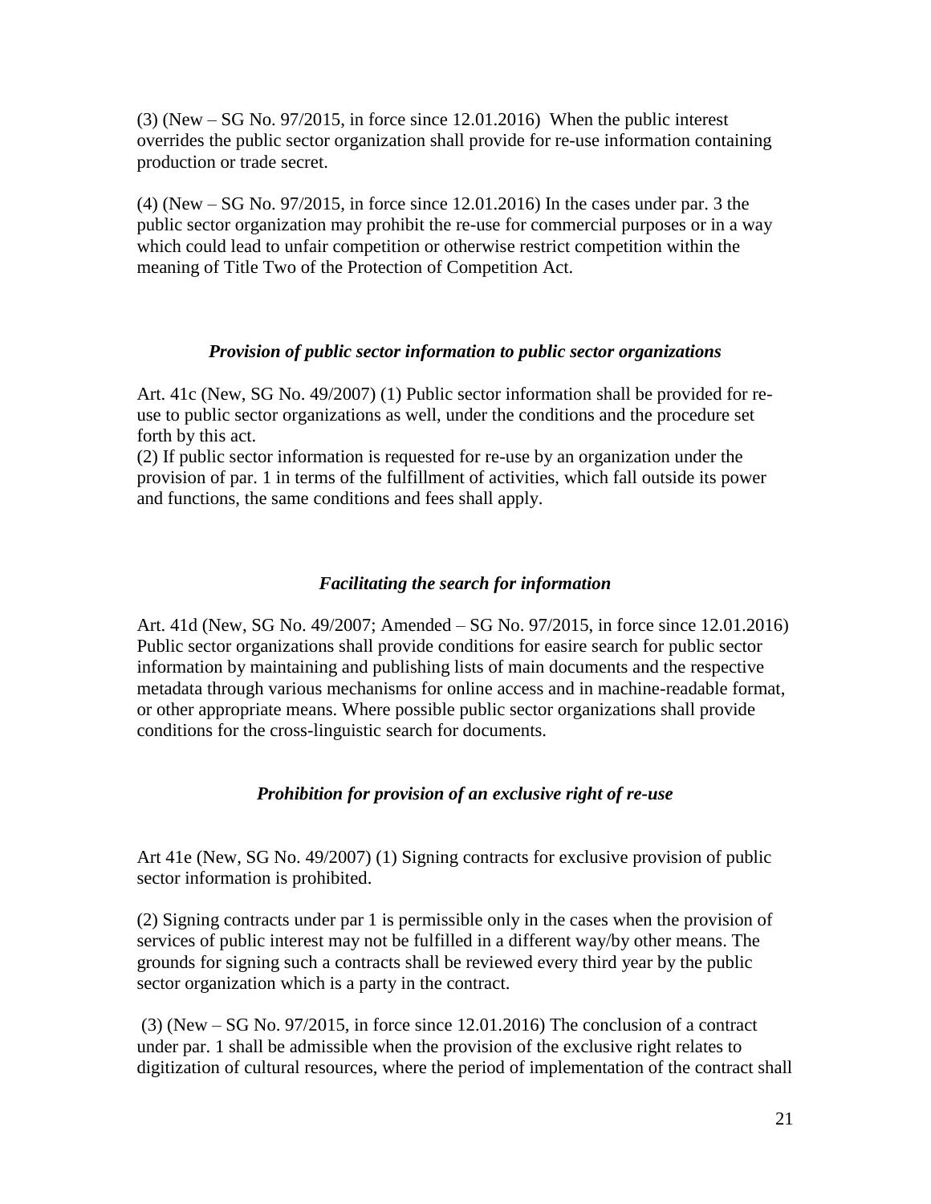(3) (New – SG No. 97/2015, in force since 12.01.2016) When the public interest overrides the public sector organization shall provide for re-use information containing production or trade secret.

(4) (New – SG No. 97/2015, in force since 12.01.2016) In the cases under par. 3 the public sector organization may prohibit the re-use for commercial purposes or in a way which could lead to unfair competition or otherwise restrict competition within the meaning of Title Two of the Protection of Competition Act.

***Provision of public sector information to public sector organizations***

Art. 41c (New, SG No. 49/2007) (1) Public sector information shall be provided for re-use to public sector organizations as well, under the conditions and the procedure set forth by this act.

(2) If public sector information is requested for re-use by an organization under the provision of par. 1 in terms of the fulfillment of activities, which fall outside its power and functions, the same conditions and fees shall apply.

***Facilitating the search for information***

Art. 41d (New, SG No. 49/2007; Amended – SG No. 97/2015, in force since 12.01.2016) Public sector organizations shall provide conditions for easire search for public sector information by maintaining and publishing lists of main documents and the respective metadata through various mechanisms for online access and in machine-readable format, or other appropriate means. Where possible public sector organizations shall provide conditions for the cross-linguistic search for documents.

***Prohibition for provision of an exclusive right of re-use***

Art 41e (New, SG No. 49/2007) (1) Signing contracts for exclusive provision of public sector information is prohibited.

(2) Signing contracts under par 1 is permissible only in the cases when the provision of services of public interest may not be fulfilled in a different way/by other means. The grounds for signing such a contracts shall be reviewed every third year by the public sector organization which is a party in the contract.

(3) (New – SG No. 97/2015, in force since 12.01.2016) The conclusion of a contract under par. 1 shall be admissible when the provision of the exclusive right relates to digitization of cultural resources, where the period of implementation of the contract shall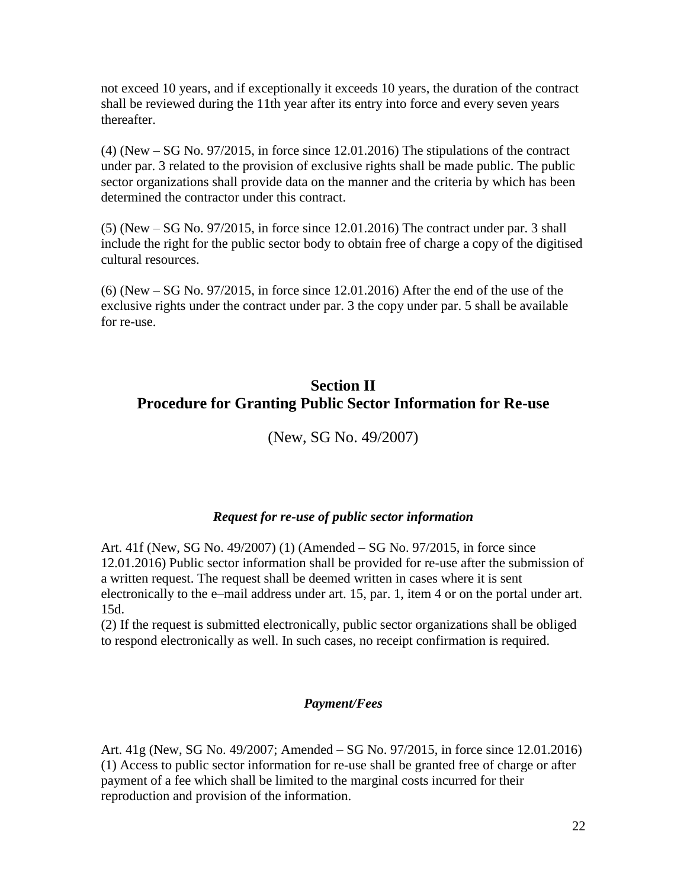not exceed 10 years, and if exceptionally it exceeds 10 years, the duration of the contract shall be reviewed during the 11th year after its entry into force and every seven years thereafter.

(4) (New – SG No. 97/2015, in force since 12.01.2016) The stipulations of the contract under par. 3 related to the provision of exclusive rights shall be made public. The public sector organizations shall provide data on the manner and the criteria by which has been determined the contractor under this contract.

(5) (New – SG No. 97/2015, in force since 12.01.2016) The contract under par. 3 shall include the right for the public sector body to obtain free of charge a copy of the digitised cultural resources.

(6) (New – SG No. 97/2015, in force since 12.01.2016) After the end of the use of the exclusive rights under the contract under par. 3 the copy under par. 5 shall be available for re-use.

## Section II
## Procedure for Granting Public Sector Information for Re-use

(New, SG No. 49/2007)

***Request for re-use of public sector information***

Art. 41f (New, SG No. 49/2007) (1) (Amended – SG No. 97/2015, in force since 12.01.2016) Public sector information shall be provided for re-use after the submission of a written request. The request shall be deemed written in cases where it is sent electronically to the e–mail address under art. 15, par. 1, item 4 or on the portal under art. 15d.

(2) If the request is submitted electronically, public sector organizations shall be obliged to respond electronically as well. In such cases, no receipt confirmation is required.

***Payment/Fees***

Art. 41g (New, SG No. 49/2007; Amended – SG No. 97/2015, in force since 12.01.2016) (1) Access to public sector information for re-use shall be granted free of charge or after payment of a fee which shall be limited to the marginal costs incurred for their reproduction and provision of the information.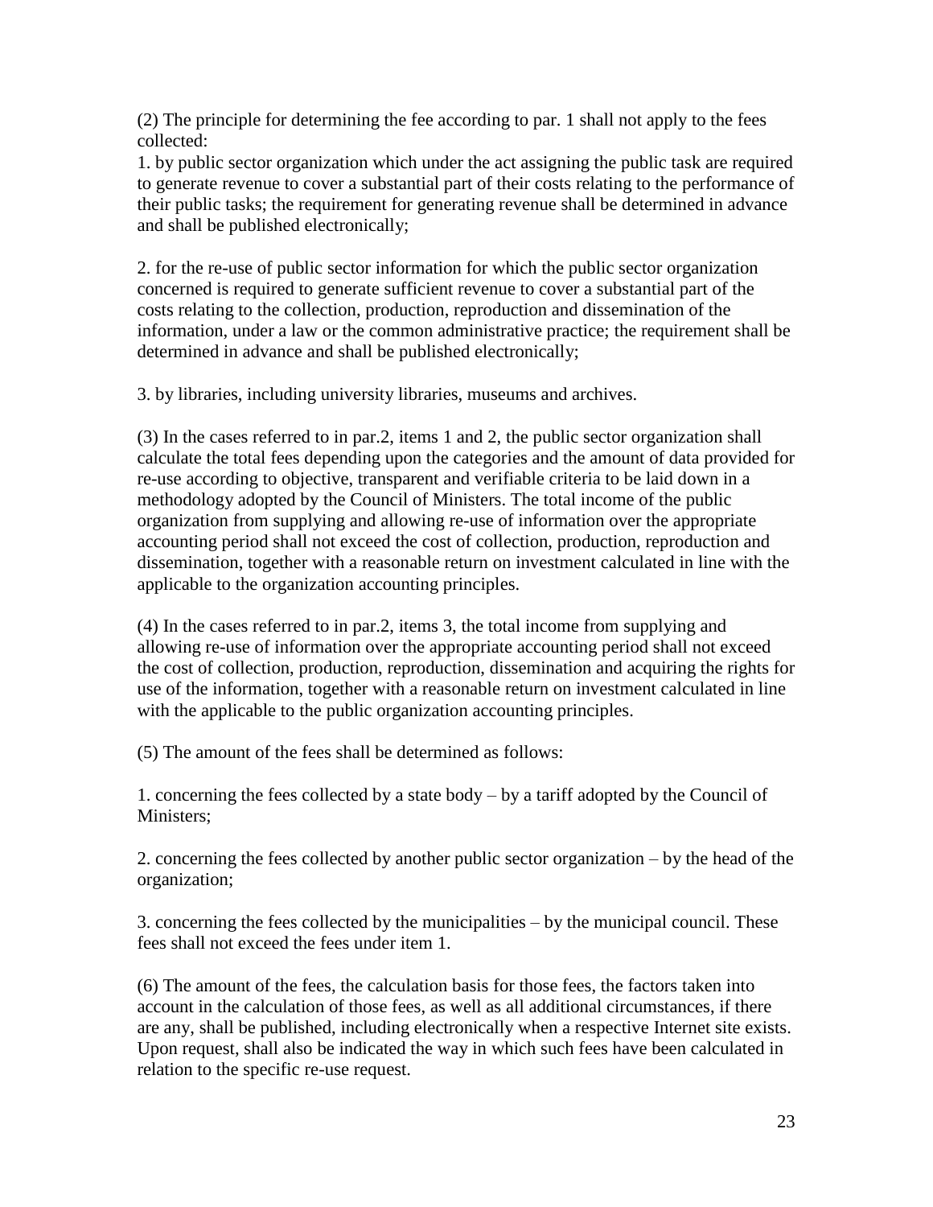(2) The principle for determining the fee according to par. 1 shall not apply to the fees collected:

1. by public sector organization which under the act assigning the public task are required to generate revenue to cover a substantial part of their costs relating to the performance of their public tasks; the requirement for generating revenue shall be determined in advance and shall be published electronically;

2. for the re-use of public sector information for which the public sector organization concerned is required to generate sufficient revenue to cover a substantial part of the costs relating to the collection, production, reproduction and dissemination of the information, under a law or the common administrative practice; the requirement shall be determined in advance and shall be published electronically;

3. by libraries, including university libraries, museums and archives.

(3) In the cases referred to in par.2, items 1 and 2, the public sector organization shall calculate the total fees depending upon the categories and the amount of data provided for re-use according to objective, transparent and verifiable criteria to be laid down in a methodology adopted by the Council of Ministers. The total income of the public organization from supplying and allowing re-use of information over the appropriate accounting period shall not exceed the cost of collection, production, reproduction and dissemination, together with a reasonable return on investment calculated in line with the applicable to the organization accounting principles.

(4) In the cases referred to in par.2, items 3, the total income from supplying and allowing re-use of information over the appropriate accounting period shall not exceed the cost of collection, production, reproduction, dissemination and acquiring the rights for use of the information, together with a reasonable return on investment calculated in line with the applicable to the public organization accounting principles.

(5) The amount of the fees shall be determined as follows:

1. concerning the fees collected by a state body – by a tariff adopted by the Council of Ministers;

2. concerning the fees collected by another public sector organization – by the head of the organization;

3. concerning the fees collected by the municipalities – by the municipal council. These fees shall not exceed the fees under item 1.

(6) The amount of the fees, the calculation basis for those fees, the factors taken into account in the calculation of those fees, as well as all additional circumstances, if there are any, shall be published, including electronically when a respective Internet site exists. Upon request, shall also be indicated the way in which such fees have been calculated in relation to the specific re-use request.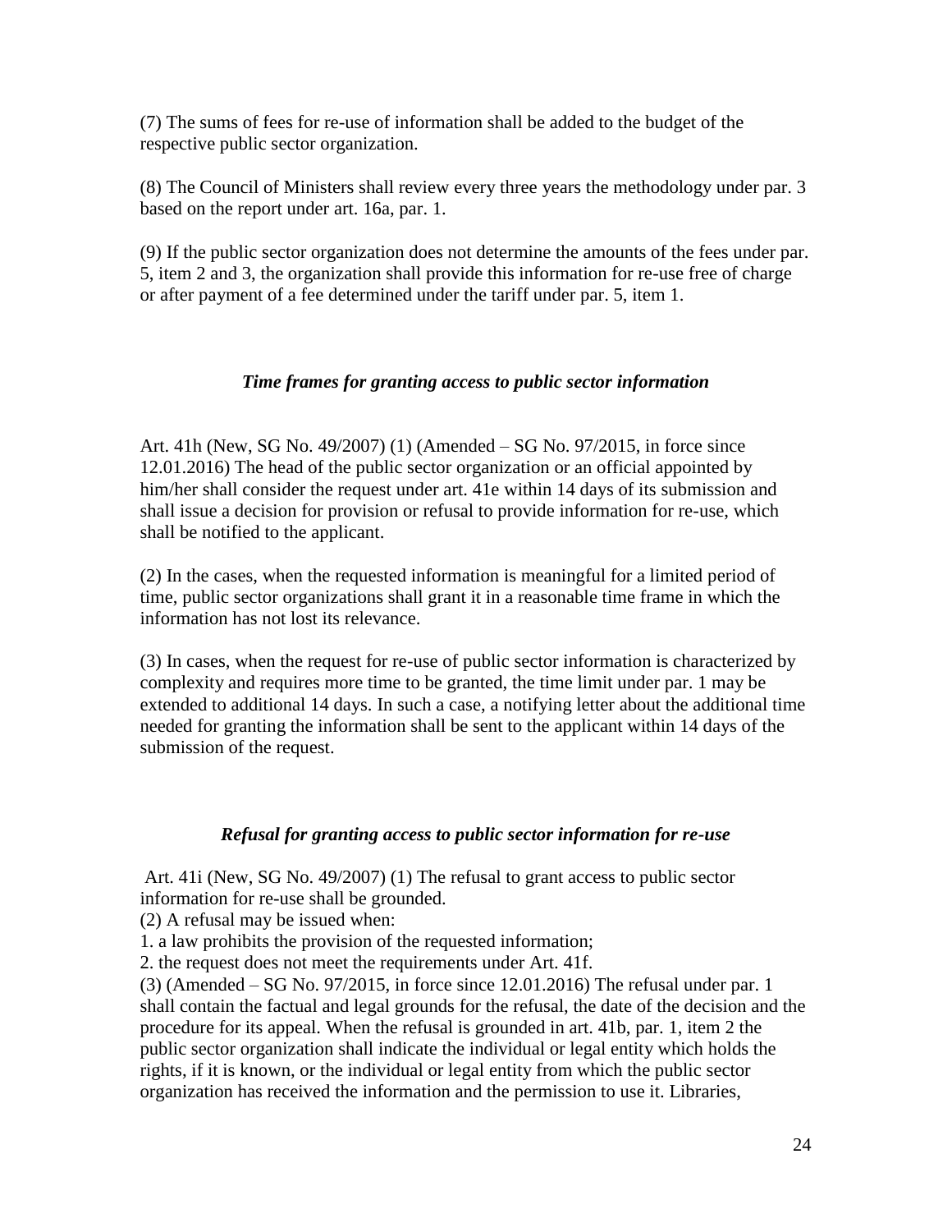(7) The sums of fees for re-use of information shall be added to the budget of the respective public sector organization.

(8) The Council of Ministers shall review every three years the methodology under par. 3 based on the report under art. 16a, par. 1.

(9) If the public sector organization does not determine the amounts of the fees under par. 5, item 2 and 3, the organization shall provide this information for re-use free of charge or after payment of a fee determined under the tariff under par. 5, item 1.

### *Time frames for granting access to public sector information*

Art. 41h (New, SG No. 49/2007) (1) (Amended – SG No. 97/2015, in force since 12.01.2016) The head of the public sector organization or an official appointed by him/her shall consider the request under art. 41e within 14 days of its submission and shall issue a decision for provision or refusal to provide information for re-use, which shall be notified to the applicant.

(2) In the cases, when the requested information is meaningful for a limited period of time, public sector organizations shall grant it in a reasonable time frame in which the information has not lost its relevance.

(3) In cases, when the request for re-use of public sector information is characterized by complexity and requires more time to be granted, the time limit under par. 1 may be extended to additional 14 days. In such a case, a notifying letter about the additional time needed for granting the information shall be sent to the applicant within 14 days of the submission of the request.

### *Refusal for granting access to public sector information for re-use*

Art. 41i (New, SG No. 49/2007) (1) The refusal to grant access to public sector information for re-use shall be grounded.
(2) A refusal may be issued when:
1. a law prohibits the provision of the requested information;
2. the request does not meet the requirements under Art. 41f.
(3) (Amended – SG No. 97/2015, in force since 12.01.2016) The refusal under par. 1 shall contain the factual and legal grounds for the refusal, the date of the decision and the procedure for its appeal. When the refusal is grounded in art. 41b, par. 1, item 2 the public sector organization shall indicate the individual or legal entity which holds the rights, if it is known, or the individual or legal entity from which the public sector organization has received the information and the permission to use it. Libraries,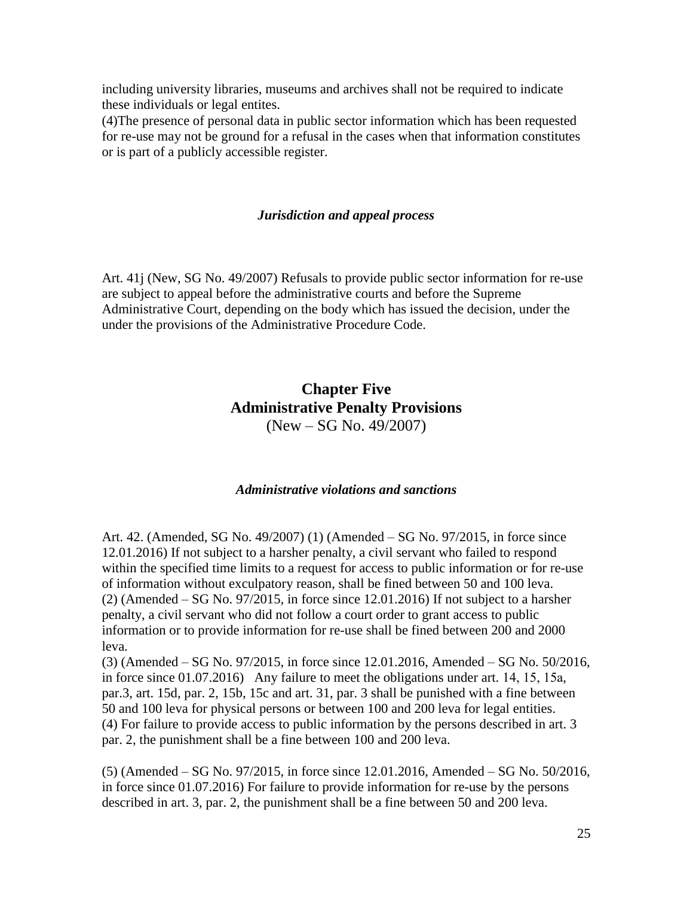including university libraries, museums and archives shall not be required to indicate these individuals or legal entites.

(4)The presence of personal data in public sector information which has been requested for re-use may not be ground for a refusal in the cases when that information constitutes or is part of a publicly accessible register.

*Jurisdiction and appeal process*

Art. 41j (New, SG No. 49/2007) Refusals to provide public sector information for re-use are subject to appeal before the administrative courts and before the Supreme Administrative Court, depending on the body which has issued the decision, under the under the provisions of the Administrative Procedure Code.

## Chapter Five
## Administrative Penalty Provisions

(New – SG No. 49/2007)

*Administrative violations and sanctions*

Art. 42. (Amended, SG No. 49/2007) (1) (Amended – SG No. 97/2015, in force since 12.01.2016) If not subject to a harsher penalty, a civil servant who failed to respond within the specified time limits to a request for access to public information or for re-use of information without exculpatory reason, shall be fined between 50 and 100 leva.

(2) (Amended – SG No. 97/2015, in force since 12.01.2016) If not subject to a harsher penalty, a civil servant who did not follow a court order to grant access to public information or to provide information for re-use shall be fined between 200 and 2000 leva.

(3) (Amended – SG No. 97/2015, in force since 12.01.2016, Amended – SG No. 50/2016, in force since 01.07.2016) Any failure to meet the obligations under art. 14, 15, 15a, par.3, art. 15d, par. 2, 15b, 15c and art. 31, par. 3 shall be punished with a fine between 50 and 100 leva for physical persons or between 100 and 200 leva for legal entities.

(4) For failure to provide access to public information by the persons described in art. 3 par. 2, the punishment shall be a fine between 100 and 200 leva.

(5) (Amended – SG No. 97/2015, in force since 12.01.2016, Amended – SG No. 50/2016, in force since 01.07.2016) For failure to provide information for re-use by the persons described in art. 3, par. 2, the punishment shall be a fine between 50 and 200 leva.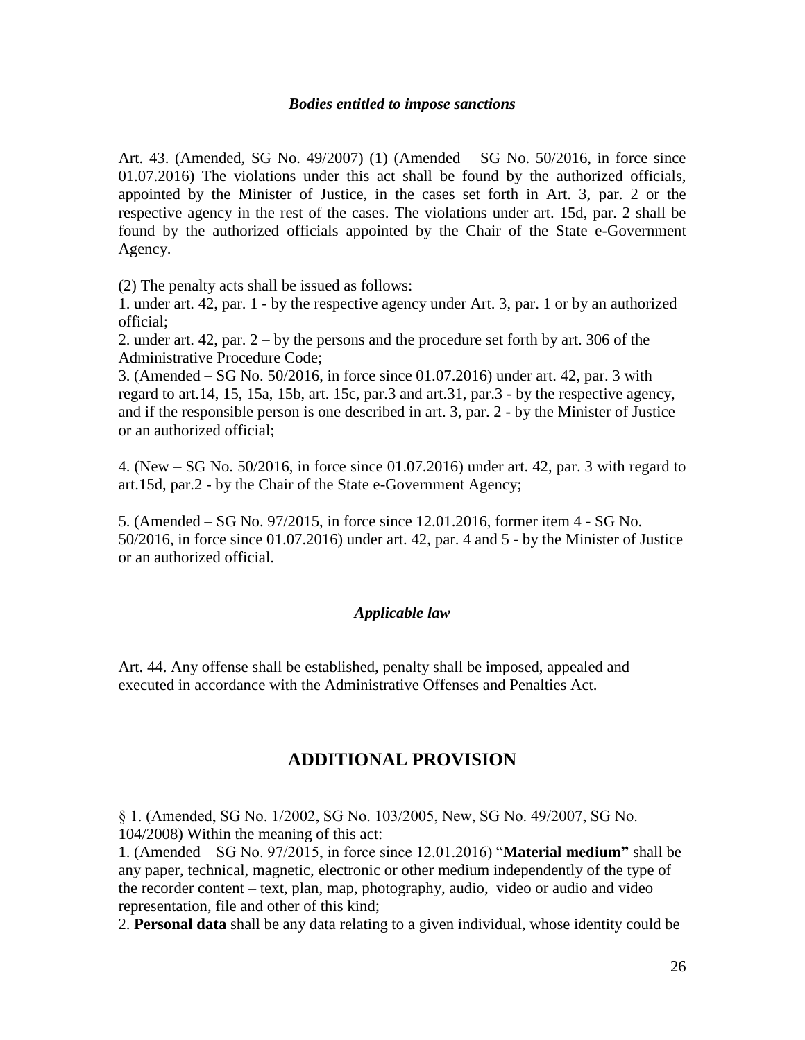*Bodies entitled to impose sanctions*

Art. 43. (Amended, SG No. 49/2007) (1) (Amended – SG No. 50/2016, in force since 01.07.2016) The violations under this act shall be found by the authorized officials, appointed by the Minister of Justice, in the cases set forth in Art. 3, par. 2 or the respective agency in the rest of the cases. The violations under art. 15d, par. 2 shall be found by the authorized officials appointed by the Chair of the State e-Government Agency.

(2) The penalty acts shall be issued as follows:

1. under art. 42, par. 1 - by the respective agency under Art. 3, par. 1 or by an authorized official;
2. under art. 42, par. 2 – by the persons and the procedure set forth by art. 306 of the Administrative Procedure Code;
3. (Amended – SG No. 50/2016, in force since 01.07.2016) under art. 42, par. 3 with regard to art.14, 15, 15a, 15b, art. 15c, par.3 and art.31, par.3 - by the respective agency, and if the responsible person is one described in art. 3, par. 2 - by the Minister of Justice or an authorized official;

4. (New – SG No. 50/2016, in force since 01.07.2016) under art. 42, par. 3 with regard to art.15d, par.2 - by the Chair of the State e-Government Agency;

5. (Amended – SG No. 97/2015, in force since 12.01.2016, former item 4 - SG No. 50/2016, in force since 01.07.2016) under art. 42, par. 4 and 5 - by the Minister of Justice or an authorized official.

*Applicable law*

Art. 44. Any offense shall be established, penalty shall be imposed, appealed and executed in accordance with the Administrative Offenses and Penalties Act.

## ADDITIONAL PROVISION

§ 1. (Amended, SG No. 1/2002, SG No. 103/2005, New, SG No. 49/2007, SG No. 104/2008) Within the meaning of this act:

1. (Amended – SG No. 97/2015, in force since 12.01.2016) "**Material medium"** shall be any paper, technical, magnetic, electronic or other medium independently of the type of the recorder content – text, plan, map, photography, audio, video or audio and video representation, file and other of this kind;
2. **Personal data** shall be any data relating to a given individual, whose identity could be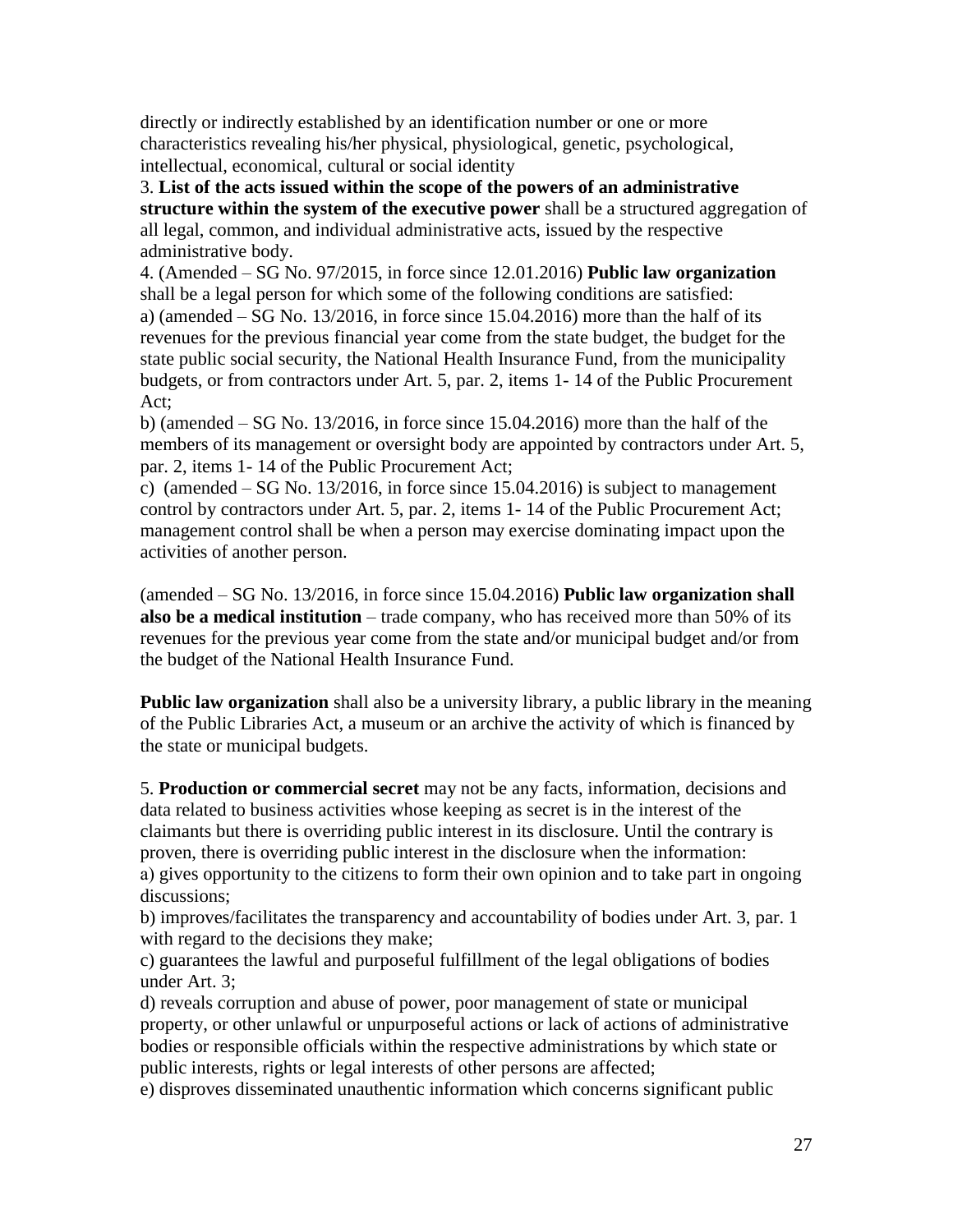directly or indirectly established by an identification number or one or more characteristics revealing his/her physical, physiological, genetic, psychological, intellectual, economical, cultural or social identity

3. **List of the acts issued within the scope of the powers of an administrative structure within the system of the executive power** shall be a structured aggregation of all legal, common, and individual administrative acts, issued by the respective administrative body.

4. (Amended – SG No. 97/2015, in force since 12.01.2016) **Public law organization** shall be a legal person for which some of the following conditions are satisfied:

a) (amended – SG No. 13/2016, in force since 15.04.2016) more than the half of its revenues for the previous financial year come from the state budget, the budget for the state public social security, the National Health Insurance Fund, from the municipality budgets, or from contractors under Art. 5, par. 2, items 1- 14 of the Public Procurement Act;

b) (amended – SG No. 13/2016, in force since 15.04.2016) more than the half of the members of its management or oversight body are appointed by contractors under Art. 5, par. 2, items 1- 14 of the Public Procurement Act;

c) (amended – SG No. 13/2016, in force since 15.04.2016) is subject to management control by contractors under Art. 5, par. 2, items 1- 14 of the Public Procurement Act; management control shall be when a person may exercise dominating impact upon the activities of another person.

(amended – SG No. 13/2016, in force since 15.04.2016) **Public law organization shall also be a medical institution** – trade company, who has received more than 50% of its revenues for the previous year come from the state and/or municipal budget and/or from the budget of the National Health Insurance Fund.

**Public law organization** shall also be a university library, a public library in the meaning of the Public Libraries Act, a museum or an archive the activity of which is financed by the state or municipal budgets.

5. **Production or commercial secret** may not be any facts, information, decisions and data related to business activities whose keeping as secret is in the interest of the claimants but there is overriding public interest in its disclosure. Until the contrary is proven, there is overriding public interest in the disclosure when the information:

a) gives opportunity to the citizens to form their own opinion and to take part in ongoing discussions;

b) improves/facilitates the transparency and accountability of bodies under Art. 3, par. 1 with regard to the decisions they make;

c) guarantees the lawful and purposeful fulfillment of the legal obligations of bodies under Art. 3;

d) reveals corruption and abuse of power, poor management of state or municipal property, or other unlawful or unpurposeful actions or lack of actions of administrative bodies or responsible officials within the respective administrations by which state or public interests, rights or legal interests of other persons are affected;

e) disproves disseminated unauthentic information which concerns significant public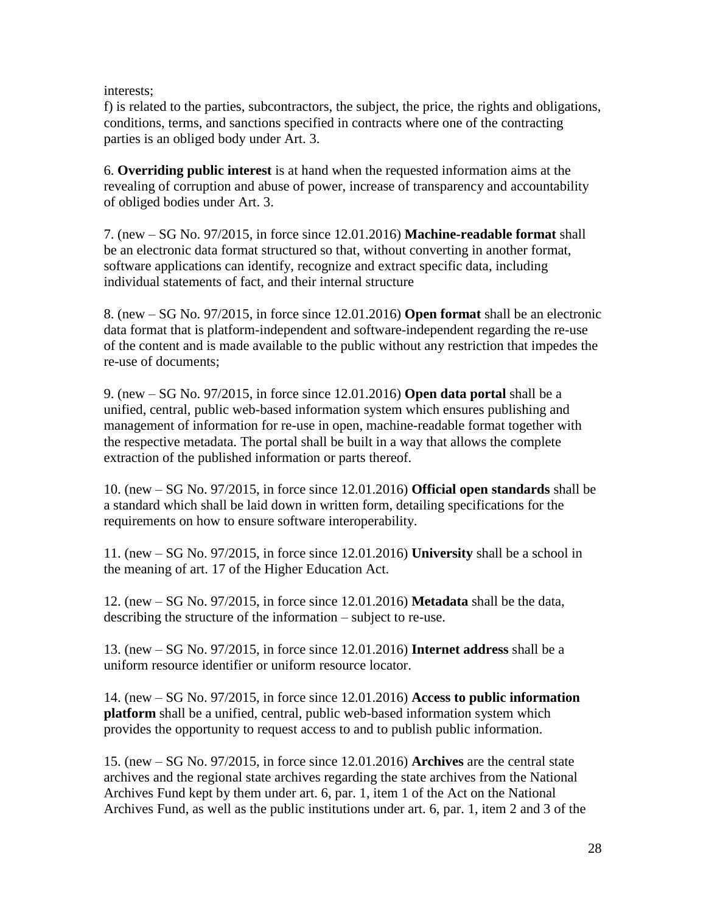interests;
f) is related to the parties, subcontractors, the subject, the price, the rights and obligations, conditions, terms, and sanctions specified in contracts where one of the contracting parties is an obliged body under Art. 3.

6. **Overriding public interest** is at hand when the requested information aims at the revealing of corruption and abuse of power, increase of transparency and accountability of obliged bodies under Art. 3.

7. (new – SG No. 97/2015, in force since 12.01.2016) **Machine-readable format** shall be an electronic data format structured so that, without converting in another format, software applications can identify, recognize and extract specific data, including individual statements of fact, and their internal structure

8. (new – SG No. 97/2015, in force since 12.01.2016) **Open format** shall be an electronic data format that is platform-independent and software-independent regarding the re-use of the content and is made available to the public without any restriction that impedes the re-use of documents;

9. (new – SG No. 97/2015, in force since 12.01.2016) **Open data portal** shall be a unified, central, public web-based information system which ensures publishing and management of information for re-use in open, machine-readable format together with the respective metadata. The portal shall be built in a way that allows the complete extraction of the published information or parts thereof.

10. (new – SG No. 97/2015, in force since 12.01.2016) **Official open standards** shall be a standard which shall be laid down in written form, detailing specifications for the requirements on how to ensure software interoperability.

11. (new – SG No. 97/2015, in force since 12.01.2016) **University** shall be a school in the meaning of art. 17 of the Higher Education Act.

12. (new – SG No. 97/2015, in force since 12.01.2016) **Metadata** shall be the data, describing the structure of the information – subject to re-use.

13. (new – SG No. 97/2015, in force since 12.01.2016) **Internet address** shall be a uniform resource identifier or uniform resource locator.

14. (new – SG No. 97/2015, in force since 12.01.2016) **Access to public information platform** shall be a unified, central, public web-based information system which provides the opportunity to request access to and to publish public information.

15. (new – SG No. 97/2015, in force since 12.01.2016) **Archives** are the central state archives and the regional state archives regarding the state archives from the National Archives Fund kept by them under art. 6, par. 1, item 1 of the Act on the National Archives Fund, as well as the public institutions under art. 6, par. 1, item 2 and 3 of the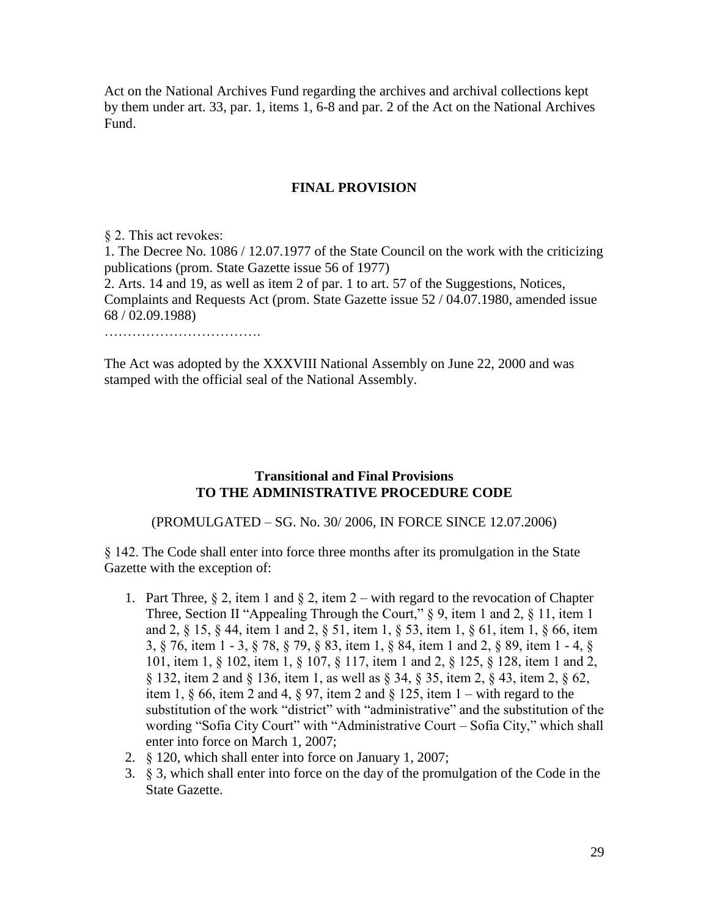Act on the National Archives Fund regarding the archives and archival collections kept by them under art. 33, par. 1, items 1, 6-8 and par. 2 of the Act on the National Archives Fund.

## FINAL PROVISION

§ 2. This act revokes:
1. The Decree No. 1086 / 12.07.1977 of the State Council on the work with the criticizing publications (prom. State Gazette issue 56 of 1977)
2. Arts. 14 and 19, as well as item 2 of par. 1 to art. 57 of the Suggestions, Notices, Complaints and Requests Act (prom. State Gazette issue 52 / 04.07.1980, amended issue 68 / 02.09.1988)
…………………………….

The Act was adopted by the XXXVIII National Assembly on June 22, 2000 and was stamped with the official seal of the National Assembly.

## Transitional and Final Provisions TO THE ADMINISTRATIVE PROCEDURE CODE

(PROMULGATED – SG. No. 30/ 2006, IN FORCE SINCE 12.07.2006)

§ 142. The Code shall enter into force three months after its promulgation in the State Gazette with the exception of:

1. Part Three, § 2, item 1 and § 2, item 2 – with regard to the revocation of Chapter Three, Section II "Appealing Through the Court," § 9, item 1 and 2, § 11, item 1 and 2, § 15, § 44, item 1 and 2, § 51, item 1, § 53, item 1, § 61, item 1, § 66, item 3, § 76, item 1 - 3, § 78, § 79, § 83, item 1, § 84, item 1 and 2, § 89, item 1 - 4, § 101, item 1, § 102, item 1, § 107, § 117, item 1 and 2, § 125, § 128, item 1 and 2, § 132, item 2 and § 136, item 1, as well as § 34, § 35, item 2, § 43, item 2, § 62, item 1, § 66, item 2 and 4, § 97, item 2 and § 125, item 1 – with regard to the substitution of the work "district" with "administrative" and the substitution of the wording "Sofia City Court" with "Administrative Court – Sofia City," which shall enter into force on March 1, 2007;
2. § 120, which shall enter into force on January 1, 2007;
3. § 3, which shall enter into force on the day of the promulgation of the Code in the State Gazette.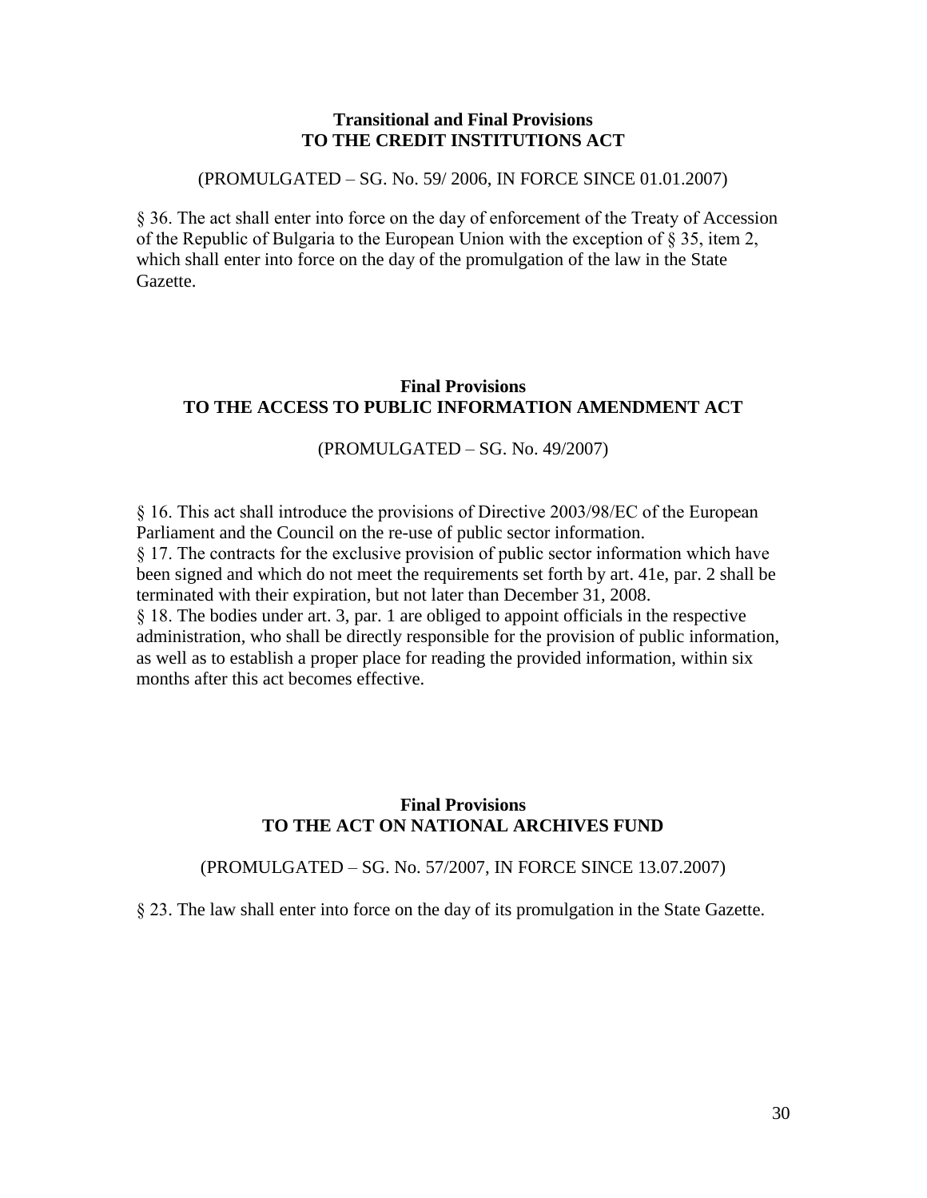**Transitional and Final Provisions**
**TO THE CREDIT INSTITUTIONS ACT**

(PROMULGATED – SG. No. 59/ 2006, IN FORCE SINCE 01.01.2007)

§ 36. The act shall enter into force on the day of enforcement of the Treaty of Accession of the Republic of Bulgaria to the European Union with the exception of § 35, item 2, which shall enter into force on the day of the promulgation of the law in the State Gazette.

**Final Provisions**
**TO THE ACCESS TO PUBLIC INFORMATION AMENDMENT ACT**

(PROMULGATED – SG. No. 49/2007)

§ 16. This act shall introduce the provisions of Directive 2003/98/EC of the European Parliament and the Council on the re-use of public sector information.

§ 17. The contracts for the exclusive provision of public sector information which have been signed and which do not meet the requirements set forth by art. 41e, par. 2 shall be terminated with their expiration, but not later than December 31, 2008.

§ 18. The bodies under art. 3, par. 1 are obliged to appoint officials in the respective administration, who shall be directly responsible for the provision of public information, as well as to establish a proper place for reading the provided information, within six months after this act becomes effective.

**Final Provisions**
**TO THE ACT ON NATIONAL ARCHIVES FUND**

(PROMULGATED – SG. No. 57/2007, IN FORCE SINCE 13.07.2007)

§ 23. The law shall enter into force on the day of its promulgation in the State Gazette.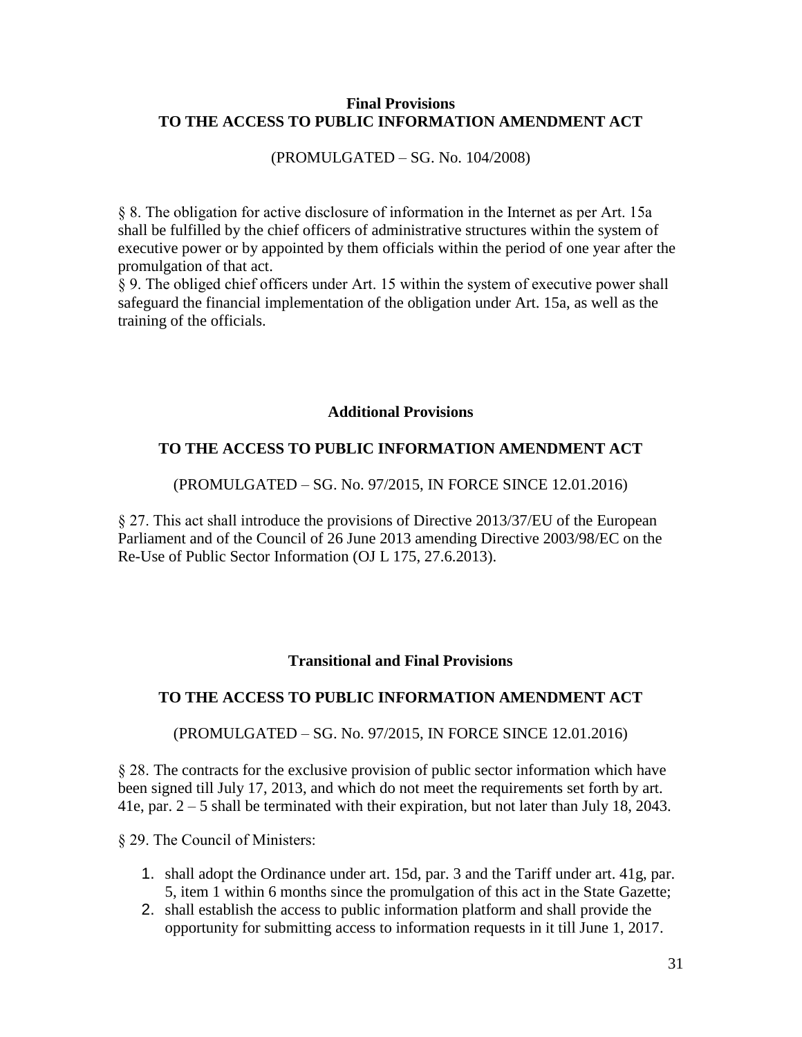## Final Provisions
## TO THE ACCESS TO PUBLIC INFORMATION AMENDMENT ACT

(PROMULGATED – SG. No. 104/2008)

§ 8. The obligation for active disclosure of information in the Internet as per Art. 15a shall be fulfilled by the chief officers of administrative structures within the system of executive power or by appointed by them officials within the period of one year after the promulgation of that act.

§ 9. The obliged chief officers under Art. 15 within the system of executive power shall safeguard the financial implementation of the obligation under Art. 15a, as well as the training of the officials.

## Additional Provisions

## TO THE ACCESS TO PUBLIC INFORMATION AMENDMENT ACT

(PROMULGATED – SG. No. 97/2015, IN FORCE SINCE 12.01.2016)

§ 27. This act shall introduce the provisions of Directive 2013/37/EU of the European Parliament and of the Council of 26 June 2013 amending Directive 2003/98/EC on the Re-Use of Public Sector Information (OJ L 175, 27.6.2013).

## Transitional and Final Provisions

## TO THE ACCESS TO PUBLIC INFORMATION AMENDMENT ACT

(PROMULGATED – SG. No. 97/2015, IN FORCE SINCE 12.01.2016)

§ 28. The contracts for the exclusive provision of public sector information which have been signed till July 17, 2013, and which do not meet the requirements set forth by art. 41e, par. 2 – 5 shall be terminated with their expiration, but not later than July 18, 2043.

§ 29. The Council of Ministers:

1. shall adopt the Ordinance under art. 15d, par. 3 and the Tariff under art. 41g, par. 5, item 1 within 6 months since the promulgation of this act in the State Gazette;
2. shall establish the access to public information platform and shall provide the opportunity for submitting access to information requests in it till June 1, 2017.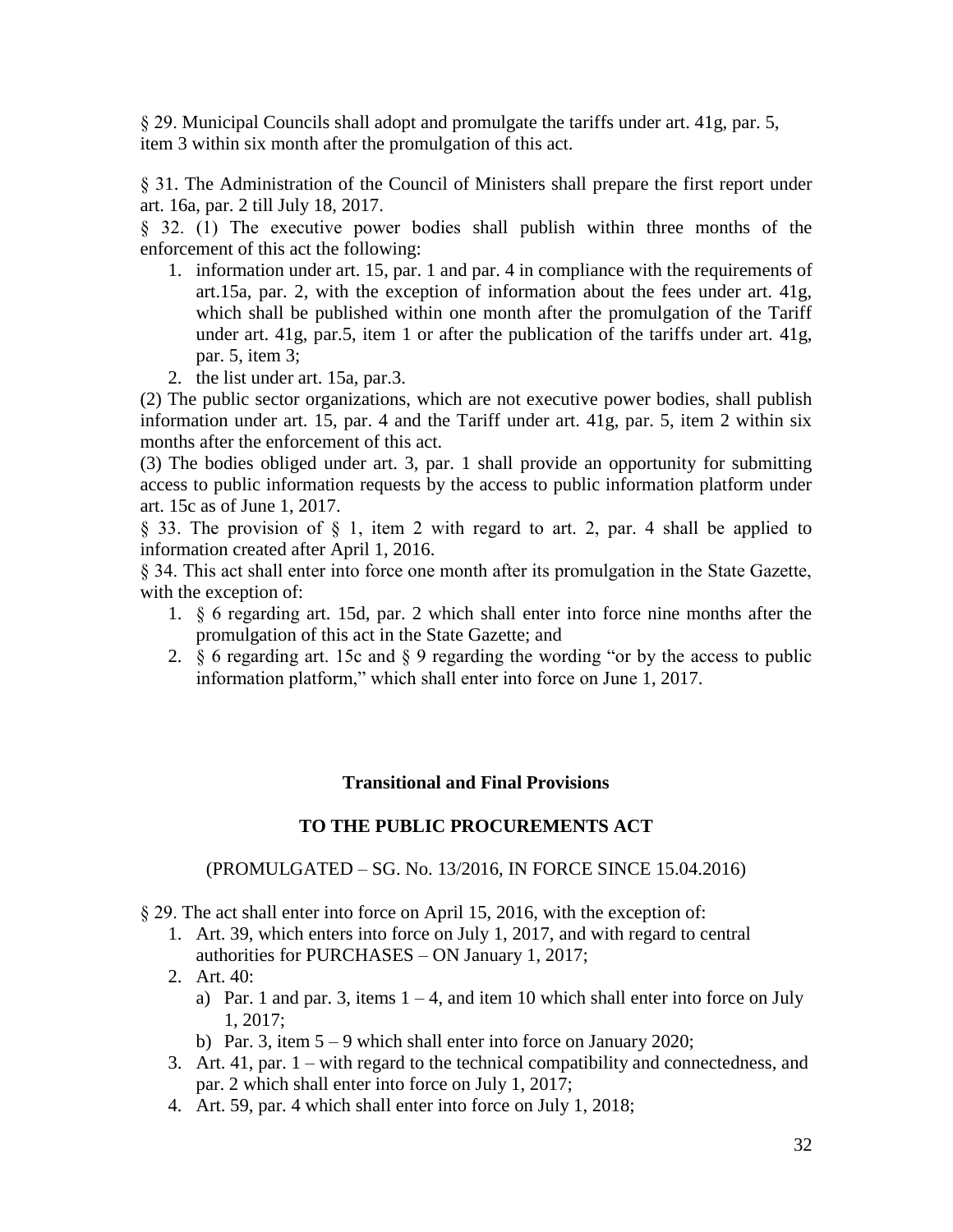§ 29. Municipal Councils shall adopt and promulgate the tariffs under art. 41g, par. 5, item 3 within six month after the promulgation of this act.

§ 31. The Administration of the Council of Ministers shall prepare the first report under art. 16a, par. 2 till July 18, 2017.

§ 32. (1) The executive power bodies shall publish within three months of the enforcement of this act the following:

1. information under art. 15, par. 1 and par. 4 in compliance with the requirements of art.15a, par. 2, with the exception of information about the fees under art. 41g, which shall be published within one month after the promulgation of the Tariff under art. 41g, par.5, item 1 or after the publication of the tariffs under art. 41g, par. 5, item 3;
2. the list under art. 15a, par.3.

(2) The public sector organizations, which are not executive power bodies, shall publish information under art. 15, par. 4 and the Tariff under art. 41g, par. 5, item 2 within six months after the enforcement of this act.

(3) The bodies obliged under art. 3, par. 1 shall provide an opportunity for submitting access to public information requests by the access to public information platform under art. 15c as of June 1, 2017.

§ 33. The provision of § 1, item 2 with regard to art. 2, par. 4 shall be applied to information created after April 1, 2016.

§ 34. This act shall enter into force one month after its promulgation in the State Gazette, with the exception of:

1. § 6 regarding art. 15d, par. 2 which shall enter into force nine months after the promulgation of this act in the State Gazette; and
2. § 6 regarding art. 15c and § 9 regarding the wording "or by the access to public information platform," which shall enter into force on June 1, 2017.

## Transitional and Final Provisions

## TO THE PUBLIC PROCUREMENTS ACT

(PROMULGATED – SG. No. 13/2016, IN FORCE SINCE 15.04.2016)

§ 29. The act shall enter into force on April 15, 2016, with the exception of:

1. Art. 39, which enters into force on July 1, 2017, and with regard to central authorities for PURCHASES – ON January 1, 2017;
2. Art. 40:
   a) Par. 1 and par. 3, items 1 – 4, and item 10 which shall enter into force on July 1, 2017;
   b) Par. 3, item 5 – 9 which shall enter into force on January 2020;
3. Art. 41, par. 1 – with regard to the technical compatibility and connectedness, and par. 2 which shall enter into force on July 1, 2017;
4. Art. 59, par. 4 which shall enter into force on July 1, 2018;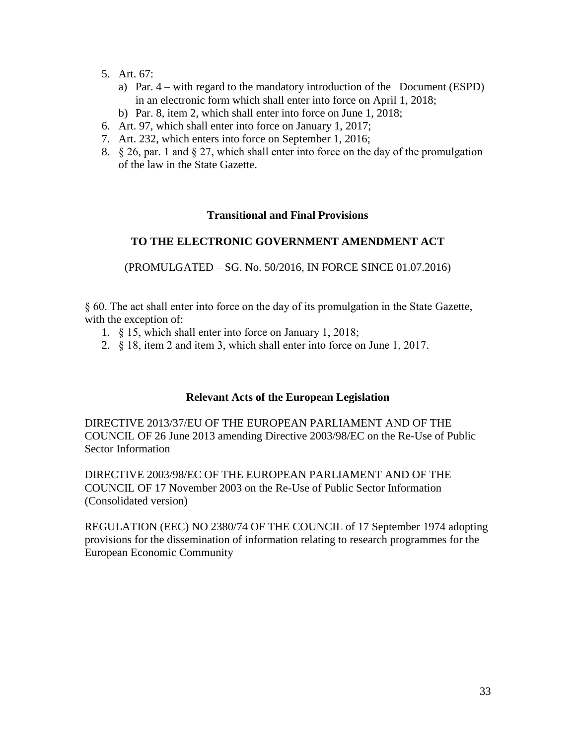5. Art. 67:
    a) Par. 4 – with regard to the mandatory introduction of the  Document (ESPD) in an electronic form which shall enter into force on April 1, 2018;
    b) Par. 8, item 2, which shall enter into force on June 1, 2018;
6. Art. 97, which shall enter into force on January 1, 2017;
7. Art. 232, which enters into force on September 1, 2016;
8. § 26, par. 1 and § 27, which shall enter into force on the day of the promulgation of the law in the State Gazette.

**Transitional and Final Provisions**

**TO THE ELECTRONIC GOVERNMENT AMENDMENT ACT**

(PROMULGATED – SG. No. 50/2016, IN FORCE SINCE 01.07.2016)

§ 60. The act shall enter into force on the day of its promulgation in the State Gazette, with the exception of:

1. § 15, which shall enter into force on January 1, 2018;
2. § 18, item 2 and item 3, which shall enter into force on June 1, 2017.

**Relevant Acts of the European Legislation**

DIRECTIVE 2013/37/EU OF THE EUROPEAN PARLIAMENT AND OF THE COUNCIL OF 26 June 2013 amending Directive 2003/98/EC on the Re-Use of Public Sector Information

DIRECTIVE 2003/98/EC OF THE EUROPEAN PARLIAMENT AND OF THE COUNCIL OF 17 November 2003 on the Re-Use of Public Sector Information (Consolidated version)

REGULATION (EEC) NO 2380/74 OF THE COUNCIL of 17 September 1974 adopting provisions for the dissemination of information relating to research programmes for the European Economic Community